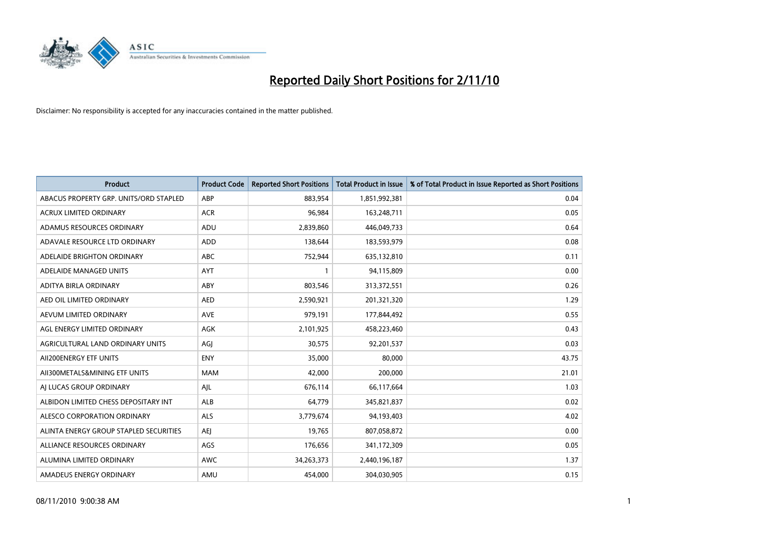# Reported Daily Short Positions for 2/11/10

Disclaimer: No responsibility is accepted for any inaccuracies contained in the matter published.

| Product | Product Code | Reported Short Positions | Total Product in Issue | % of Total Product in Issue Reported as Short Positions |
|---|---|---|---|---|
| ABACUS PROPERTY GRP. UNITS/ORD STAPLED | ABP | 883,954 | 1,851,992,381 | 0.04 |
| ACRUX LIMITED ORDINARY | ACR | 96,984 | 163,248,711 | 0.05 |
| ADAMUS RESOURCES ORDINARY | ADU | 2,839,860 | 446,049,733 | 0.64 |
| ADAVALE RESOURCE LTD ORDINARY | ADD | 138,644 | 183,593,979 | 0.08 |
| ADELAIDE BRIGHTON ORDINARY | ABC | 752,944 | 635,132,810 | 0.11 |
| ADELAIDE MANAGED UNITS | AYT | 1 | 94,115,809 | 0.00 |
| ADITYA BIRLA ORDINARY | ABY | 803,546 | 313,372,551 | 0.26 |
| AED OIL LIMITED ORDINARY | AED | 2,590,921 | 201,321,320 | 1.29 |
| AEVUM LIMITED ORDINARY | AVE | 979,191 | 177,844,492 | 0.55 |
| AGL ENERGY LIMITED ORDINARY | AGK | 2,101,925 | 458,223,460 | 0.43 |
| AGRICULTURAL LAND ORDINARY UNITS | AGJ | 30,575 | 92,201,537 | 0.03 |
| AII200ENERGY ETF UNITS | ENY | 35,000 | 80,000 | 43.75 |
| AII300METALS&MINING ETF UNITS | MAM | 42,000 | 200,000 | 21.01 |
| AJ LUCAS GROUP ORDINARY | AJL | 676,114 | 66,117,664 | 1.03 |
| ALBIDON LIMITED CHESS DEPOSITARY INT | ALB | 64,779 | 345,821,837 | 0.02 |
| ALESCO CORPORATION ORDINARY | ALS | 3,779,674 | 94,193,403 | 4.02 |
| ALINTA ENERGY GROUP STAPLED SECURITIES | AEJ | 19,765 | 807,058,872 | 0.00 |
| ALLIANCE RESOURCES ORDINARY | AGS | 176,656 | 341,172,309 | 0.05 |
| ALUMINA LIMITED ORDINARY | AWC | 34,263,373 | 2,440,196,187 | 1.37 |
| AMADEUS ENERGY ORDINARY | AMU | 454,000 | 304,030,905 | 0.15 |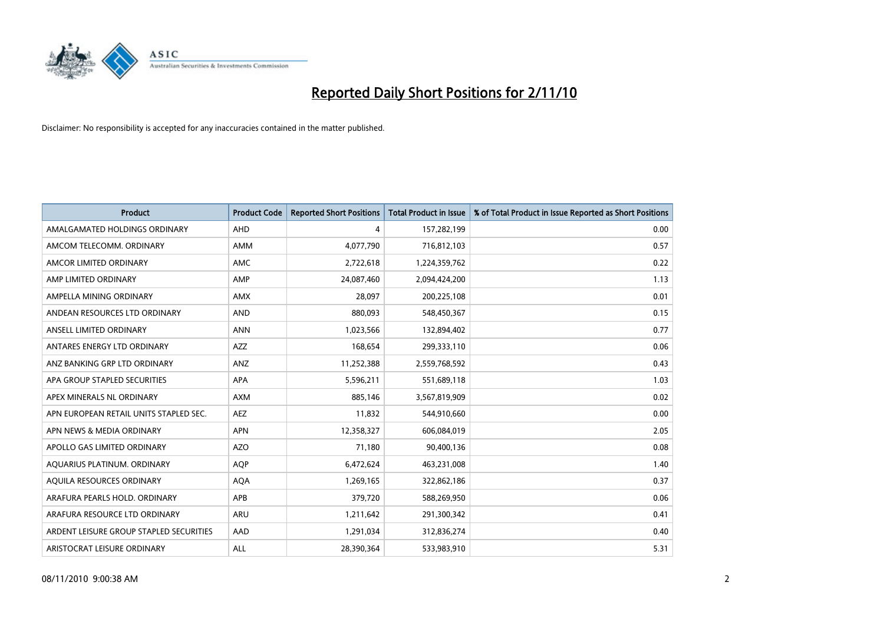# Reported Daily Short Positions for 2/11/10

Disclaimer: No responsibility is accepted for any inaccuracies contained in the matter published.

| Product | Product Code | Reported Short Positions | Total Product in Issue | % of Total Product in Issue Reported as Short Positions |
|---|---|---|---|---|
| AMALGAMATED HOLDINGS ORDINARY | AHD | 4 | 157,282,199 | 0.00 |
| AMCOM TELECOMM. ORDINARY | AMM | 4,077,790 | 716,812,103 | 0.57 |
| AMCOR LIMITED ORDINARY | AMC | 2,722,618 | 1,224,359,762 | 0.22 |
| AMP LIMITED ORDINARY | AMP | 24,087,460 | 2,094,424,200 | 1.13 |
| AMPELLA MINING ORDINARY | AMX | 28,097 | 200,225,108 | 0.01 |
| ANDEAN RESOURCES LTD ORDINARY | AND | 880,093 | 548,450,367 | 0.15 |
| ANSELL LIMITED ORDINARY | ANN | 1,023,566 | 132,894,402 | 0.77 |
| ANTARES ENERGY LTD ORDINARY | AZZ | 168,654 | 299,333,110 | 0.06 |
| ANZ BANKING GRP LTD ORDINARY | ANZ | 11,252,388 | 2,559,768,592 | 0.43 |
| APA GROUP STAPLED SECURITIES | APA | 5,596,211 | 551,689,118 | 1.03 |
| APEX MINERALS NL ORDINARY | AXM | 885,146 | 3,567,819,909 | 0.02 |
| APN EUROPEAN RETAIL UNITS STAPLED SEC. | AEZ | 11,832 | 544,910,660 | 0.00 |
| APN NEWS & MEDIA ORDINARY | APN | 12,358,327 | 606,084,019 | 2.05 |
| APOLLO GAS LIMITED ORDINARY | AZO | 71,180 | 90,400,136 | 0.08 |
| AQUARIUS PLATINUM. ORDINARY | AQP | 6,472,624 | 463,231,008 | 1.40 |
| AQUILA RESOURCES ORDINARY | AQA | 1,269,165 | 322,862,186 | 0.37 |
| ARAFURA PEARLS HOLD. ORDINARY | APB | 379,720 | 588,269,950 | 0.06 |
| ARAFURA RESOURCE LTD ORDINARY | ARU | 1,211,642 | 291,300,342 | 0.41 |
| ARDENT LEISURE GROUP STAPLED SECURITIES | AAD | 1,291,034 | 312,836,274 | 0.40 |
| ARISTOCRAT LEISURE ORDINARY | ALL | 28,390,364 | 533,983,910 | 5.31 |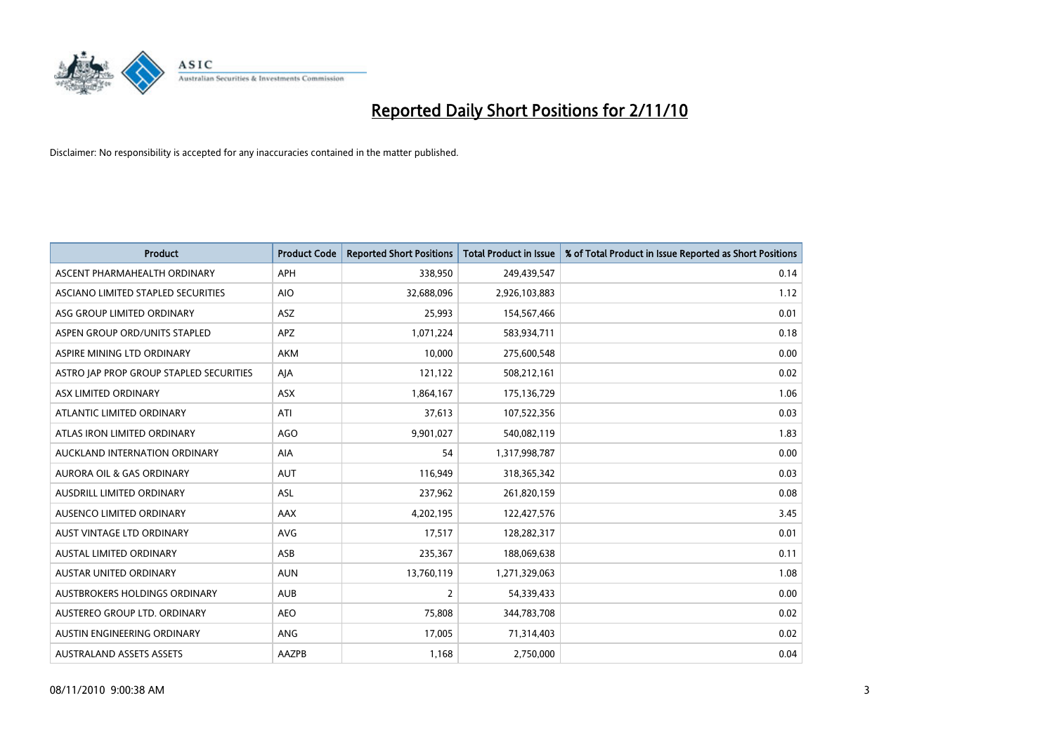# Reported Daily Short Positions for 2/11/10

Disclaimer: No responsibility is accepted for any inaccuracies contained in the matter published.

| Product | Product Code | Reported Short Positions | Total Product in Issue | % of Total Product in Issue Reported as Short Positions |
|---|---|---|---|---|
| ASCENT PHARMAHEALTH ORDINARY | APH | 338,950 | 249,439,547 | 0.14 |
| ASCIANO LIMITED STAPLED SECURITIES | AIO | 32,688,096 | 2,926,103,883 | 1.12 |
| ASG GROUP LIMITED ORDINARY | ASZ | 25,993 | 154,567,466 | 0.01 |
| ASPEN GROUP ORD/UNITS STAPLED | APZ | 1,071,224 | 583,934,711 | 0.18 |
| ASPIRE MINING LTD ORDINARY | AKM | 10,000 | 275,600,548 | 0.00 |
| ASTRO JAP PROP GROUP STAPLED SECURITIES | AJA | 121,122 | 508,212,161 | 0.02 |
| ASX LIMITED ORDINARY | ASX | 1,864,167 | 175,136,729 | 1.06 |
| ATLANTIC LIMITED ORDINARY | ATI | 37,613 | 107,522,356 | 0.03 |
| ATLAS IRON LIMITED ORDINARY | AGO | 9,901,027 | 540,082,119 | 1.83 |
| AUCKLAND INTERNATION ORDINARY | AIA | 54 | 1,317,998,787 | 0.00 |
| AURORA OIL & GAS ORDINARY | AUT | 116,949 | 318,365,342 | 0.03 |
| AUSDRILL LIMITED ORDINARY | ASL | 237,962 | 261,820,159 | 0.08 |
| AUSENCO LIMITED ORDINARY | AAX | 4,202,195 | 122,427,576 | 3.45 |
| AUST VINTAGE LTD ORDINARY | AVG | 17,517 | 128,282,317 | 0.01 |
| AUSTAL LIMITED ORDINARY | ASB | 235,367 | 188,069,638 | 0.11 |
| AUSTAR UNITED ORDINARY | AUN | 13,760,119 | 1,271,329,063 | 1.08 |
| AUSTBROKERS HOLDINGS ORDINARY | AUB | 2 | 54,339,433 | 0.00 |
| AUSTEREO GROUP LTD. ORDINARY | AEO | 75,808 | 344,783,708 | 0.02 |
| AUSTIN ENGINEERING ORDINARY | ANG | 17,005 | 71,314,403 | 0.02 |
| AUSTRALAND ASSETS ASSETS | AAZPB | 1,168 | 2,750,000 | 0.04 |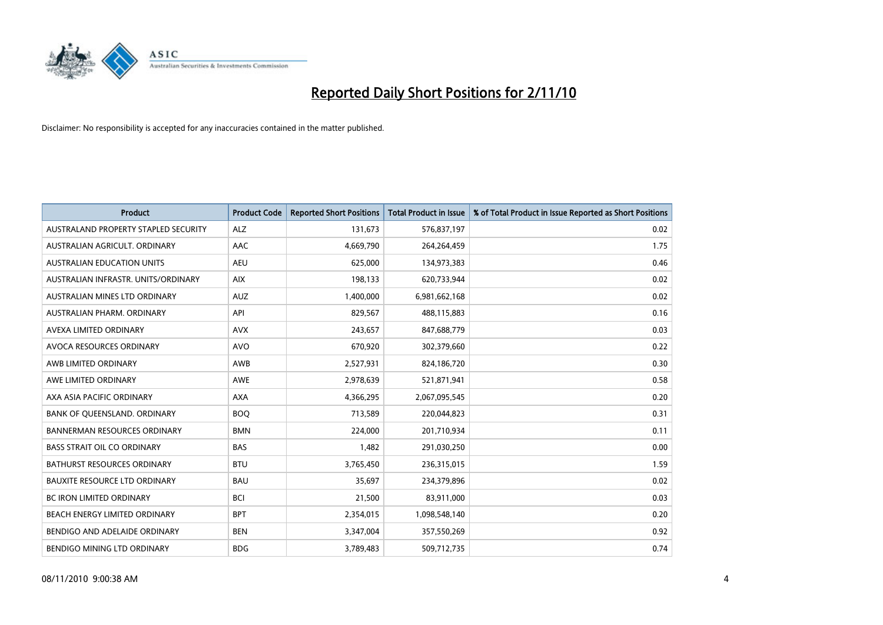# Reported Daily Short Positions for 2/11/10

Disclaimer: No responsibility is accepted for any inaccuracies contained in the matter published.

| Product | Product Code | Reported Short Positions | Total Product in Issue | % of Total Product in Issue Reported as Short Positions |
|---|---|---|---|---|
| AUSTRALAND PROPERTY STAPLED SECURITY | ALZ | 131,673 | 576,837,197 | 0.02 |
| AUSTRALIAN AGRICULT. ORDINARY | AAC | 4,669,790 | 264,264,459 | 1.75 |
| AUSTRALIAN EDUCATION UNITS | AEU | 625,000 | 134,973,383 | 0.46 |
| AUSTRALIAN INFRASTR. UNITS/ORDINARY | AIX | 198,133 | 620,733,944 | 0.02 |
| AUSTRALIAN MINES LTD ORDINARY | AUZ | 1,400,000 | 6,981,662,168 | 0.02 |
| AUSTRALIAN PHARM. ORDINARY | API | 829,567 | 488,115,883 | 0.16 |
| AVEXA LIMITED ORDINARY | AVX | 243,657 | 847,688,779 | 0.03 |
| AVOCA RESOURCES ORDINARY | AVO | 670,920 | 302,379,660 | 0.22 |
| AWB LIMITED ORDINARY | AWB | 2,527,931 | 824,186,720 | 0.30 |
| AWE LIMITED ORDINARY | AWE | 2,978,639 | 521,871,941 | 0.58 |
| AXA ASIA PACIFIC ORDINARY | AXA | 4,366,295 | 2,067,095,545 | 0.20 |
| BANK OF QUEENSLAND. ORDINARY | BOQ | 713,589 | 220,044,823 | 0.31 |
| BANNERMAN RESOURCES ORDINARY | BMN | 224,000 | 201,710,934 | 0.11 |
| BASS STRAIT OIL CO ORDINARY | BAS | 1,482 | 291,030,250 | 0.00 |
| BATHURST RESOURCES ORDINARY | BTU | 3,765,450 | 236,315,015 | 1.59 |
| BAUXITE RESOURCE LTD ORDINARY | BAU | 35,697 | 234,379,896 | 0.02 |
| BC IRON LIMITED ORDINARY | BCI | 21,500 | 83,911,000 | 0.03 |
| BEACH ENERGY LIMITED ORDINARY | BPT | 2,354,015 | 1,098,548,140 | 0.20 |
| BENDIGO AND ADELAIDE ORDINARY | BEN | 3,347,004 | 357,550,269 | 0.92 |
| BENDIGO MINING LTD ORDINARY | BDG | 3,789,483 | 509,712,735 | 0.74 |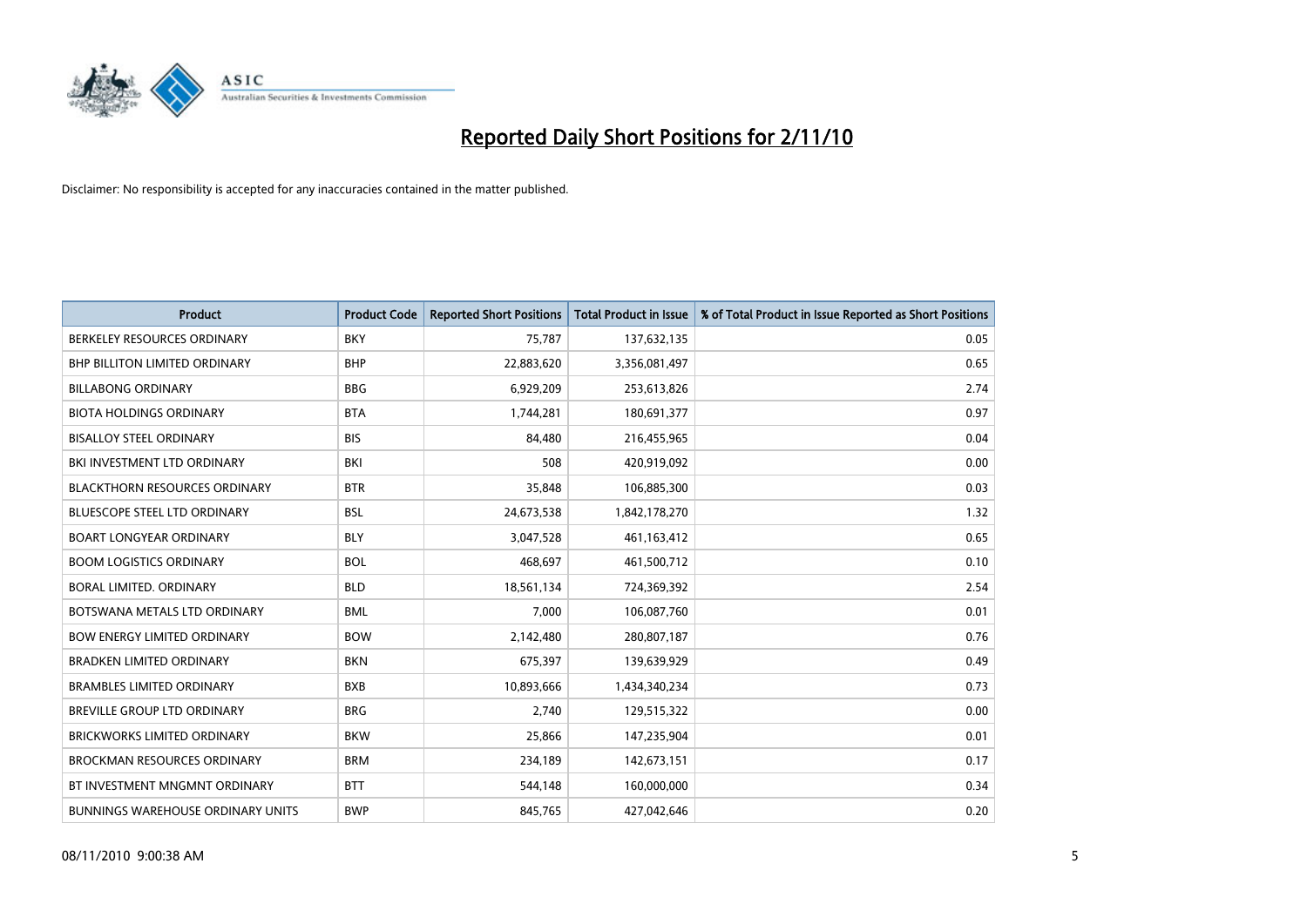# Reported Daily Short Positions for 2/11/10

Disclaimer: No responsibility is accepted for any inaccuracies contained in the matter published.

| Product | Product Code | Reported Short Positions | Total Product in Issue | % of Total Product in Issue Reported as Short Positions |
|---|---|---|---|---|
| BERKELEY RESOURCES ORDINARY | BKY | 75,787 | 137,632,135 | 0.05 |
| BHP BILLITON LIMITED ORDINARY | BHP | 22,883,620 | 3,356,081,497 | 0.65 |
| BILLABONG ORDINARY | BBG | 6,929,209 | 253,613,826 | 2.74 |
| BIOTA HOLDINGS ORDINARY | BTA | 1,744,281 | 180,691,377 | 0.97 |
| BISALLOY STEEL ORDINARY | BIS | 84,480 | 216,455,965 | 0.04 |
| BKI INVESTMENT LTD ORDINARY | BKI | 508 | 420,919,092 | 0.00 |
| BLACKTHORN RESOURCES ORDINARY | BTR | 35,848 | 106,885,300 | 0.03 |
| BLUESCOPE STEEL LTD ORDINARY | BSL | 24,673,538 | 1,842,178,270 | 1.32 |
| BOART LONGYEAR ORDINARY | BLY | 3,047,528 | 461,163,412 | 0.65 |
| BOOM LOGISTICS ORDINARY | BOL | 468,697 | 461,500,712 | 0.10 |
| BORAL LIMITED. ORDINARY | BLD | 18,561,134 | 724,369,392 | 2.54 |
| BOTSWANA METALS LTD ORDINARY | BML | 7,000 | 106,087,760 | 0.01 |
| BOW ENERGY LIMITED ORDINARY | BOW | 2,142,480 | 280,807,187 | 0.76 |
| BRADKEN LIMITED ORDINARY | BKN | 675,397 | 139,639,929 | 0.49 |
| BRAMBLES LIMITED ORDINARY | BXB | 10,893,666 | 1,434,340,234 | 0.73 |
| BREVILLE GROUP LTD ORDINARY | BRG | 2,740 | 129,515,322 | 0.00 |
| BRICKWORKS LIMITED ORDINARY | BKW | 25,866 | 147,235,904 | 0.01 |
| BROCKMAN RESOURCES ORDINARY | BRM | 234,189 | 142,673,151 | 0.17 |
| BT INVESTMENT MNGMNT ORDINARY | BTT | 544,148 | 160,000,000 | 0.34 |
| BUNNINGS WAREHOUSE ORDINARY UNITS | BWP | 845,765 | 427,042,646 | 0.20 |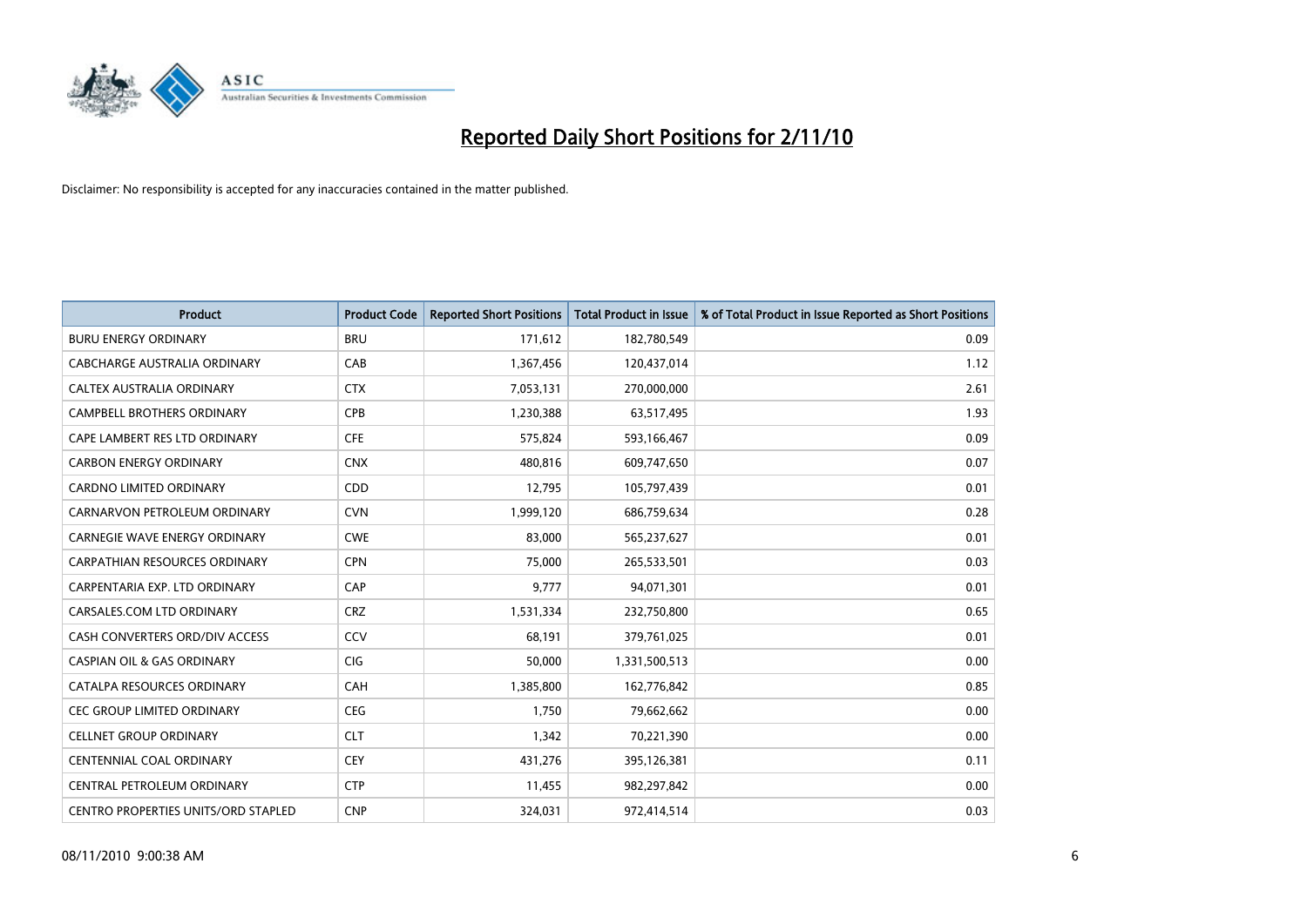# Reported Daily Short Positions for 2/11/10

Disclaimer: No responsibility is accepted for any inaccuracies contained in the matter published.

| Product | Product Code | Reported Short Positions | Total Product in Issue | % of Total Product in Issue Reported as Short Positions |
|---|---|---|---|---|
| BURU ENERGY ORDINARY | BRU | 171,612 | 182,780,549 | 0.09 |
| CABCHARGE AUSTRALIA ORDINARY | CAB | 1,367,456 | 120,437,014 | 1.12 |
| CALTEX AUSTRALIA ORDINARY | CTX | 7,053,131 | 270,000,000 | 2.61 |
| CAMPBELL BROTHERS ORDINARY | CPB | 1,230,388 | 63,517,495 | 1.93 |
| CAPE LAMBERT RES LTD ORDINARY | CFE | 575,824 | 593,166,467 | 0.09 |
| CARBON ENERGY ORDINARY | CNX | 480,816 | 609,747,650 | 0.07 |
| CARDNO LIMITED ORDINARY | CDD | 12,795 | 105,797,439 | 0.01 |
| CARNARVON PETROLEUM ORDINARY | CVN | 1,999,120 | 686,759,634 | 0.28 |
| CARNEGIE WAVE ENERGY ORDINARY | CWE | 83,000 | 565,237,627 | 0.01 |
| CARPATHIAN RESOURCES ORDINARY | CPN | 75,000 | 265,533,501 | 0.03 |
| CARPENTARIA EXP. LTD ORDINARY | CAP | 9,777 | 94,071,301 | 0.01 |
| CARSALES.COM LTD ORDINARY | CRZ | 1,531,334 | 232,750,800 | 0.65 |
| CASH CONVERTERS ORD/DIV ACCESS | CCV | 68,191 | 379,761,025 | 0.01 |
| CASPIAN OIL & GAS ORDINARY | CIG | 50,000 | 1,331,500,513 | 0.00 |
| CATALPA RESOURCES ORDINARY | CAH | 1,385,800 | 162,776,842 | 0.85 |
| CEC GROUP LIMITED ORDINARY | CEG | 1,750 | 79,662,662 | 0.00 |
| CELLNET GROUP ORDINARY | CLT | 1,342 | 70,221,390 | 0.00 |
| CENTENNIAL COAL ORDINARY | CEY | 431,276 | 395,126,381 | 0.11 |
| CENTRAL PETROLEUM ORDINARY | CTP | 11,455 | 982,297,842 | 0.00 |
| CENTRO PROPERTIES UNITS/ORD STAPLED | CNP | 324,031 | 972,414,514 | 0.03 |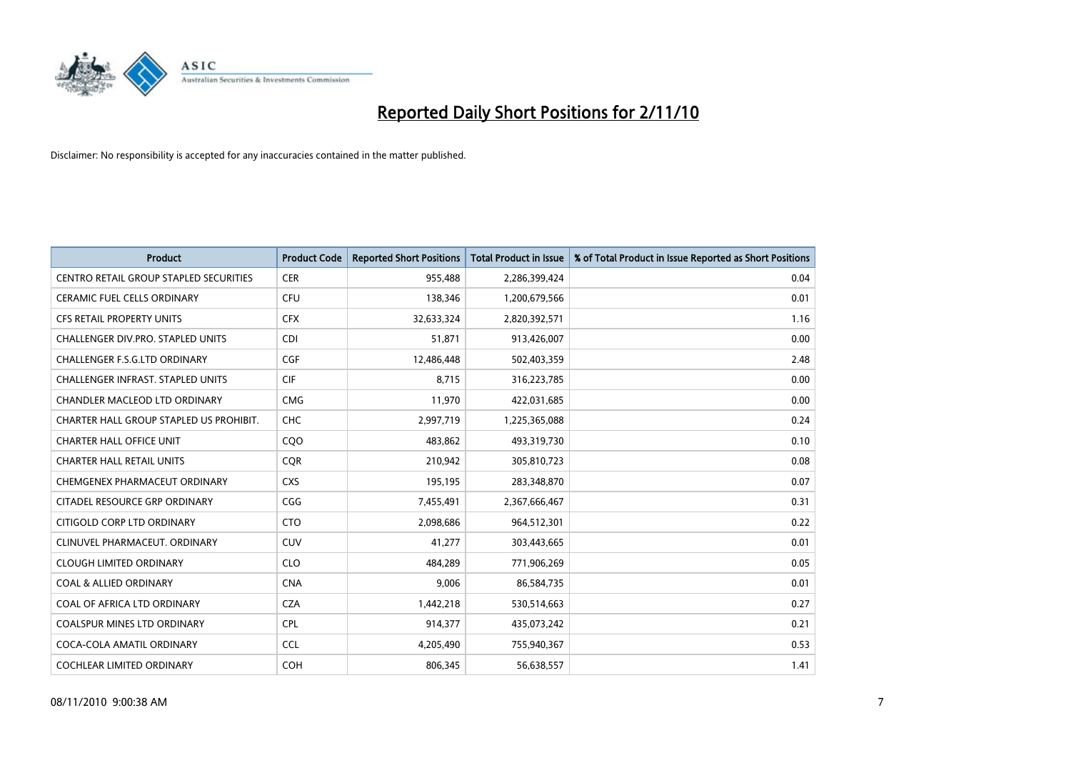# Reported Daily Short Positions for 2/11/10

Disclaimer: No responsibility is accepted for any inaccuracies contained in the matter published.

| Product | Product Code | Reported Short Positions | Total Product in Issue | % of Total Product in Issue Reported as Short Positions |
|---|---|---|---|---|
| CENTRO RETAIL GROUP STAPLED SECURITIES | CER | 955,488 | 2,286,399,424 | 0.04 |
| CERAMIC FUEL CELLS ORDINARY | CFU | 138,346 | 1,200,679,566 | 0.01 |
| CFS RETAIL PROPERTY UNITS | CFX | 32,633,324 | 2,820,392,571 | 1.16 |
| CHALLENGER DIV.PRO. STAPLED UNITS | CDI | 51,871 | 913,426,007 | 0.00 |
| CHALLENGER F.S.G.LTD ORDINARY | CGF | 12,486,448 | 502,403,359 | 2.48 |
| CHALLENGER INFRAST. STAPLED UNITS | CIF | 8,715 | 316,223,785 | 0.00 |
| CHANDLER MACLEOD LTD ORDINARY | CMG | 11,970 | 422,031,685 | 0.00 |
| CHARTER HALL GROUP STAPLED US PROHIBIT. | CHC | 2,997,719 | 1,225,365,088 | 0.24 |
| CHARTER HALL OFFICE UNIT | CQO | 483,862 | 493,319,730 | 0.10 |
| CHARTER HALL RETAIL UNITS | CQR | 210,942 | 305,810,723 | 0.08 |
| CHEMGENEX PHARMACEUT ORDINARY | CXS | 195,195 | 283,348,870 | 0.07 |
| CITADEL RESOURCE GRP ORDINARY | CGG | 7,455,491 | 2,367,666,467 | 0.31 |
| CITIGOLD CORP LTD ORDINARY | CTO | 2,098,686 | 964,512,301 | 0.22 |
| CLINUVEL PHARMACEUT. ORDINARY | CUV | 41,277 | 303,443,665 | 0.01 |
| CLOUGH LIMITED ORDINARY | CLO | 484,289 | 771,906,269 | 0.05 |
| COAL & ALLIED ORDINARY | CNA | 9,006 | 86,584,735 | 0.01 |
| COAL OF AFRICA LTD ORDINARY | CZA | 1,442,218 | 530,514,663 | 0.27 |
| COALSPUR MINES LTD ORDINARY | CPL | 914,377 | 435,073,242 | 0.21 |
| COCA-COLA AMATIL ORDINARY | CCL | 4,205,490 | 755,940,367 | 0.53 |
| COCHLEAR LIMITED ORDINARY | COH | 806,345 | 56,638,557 | 1.41 |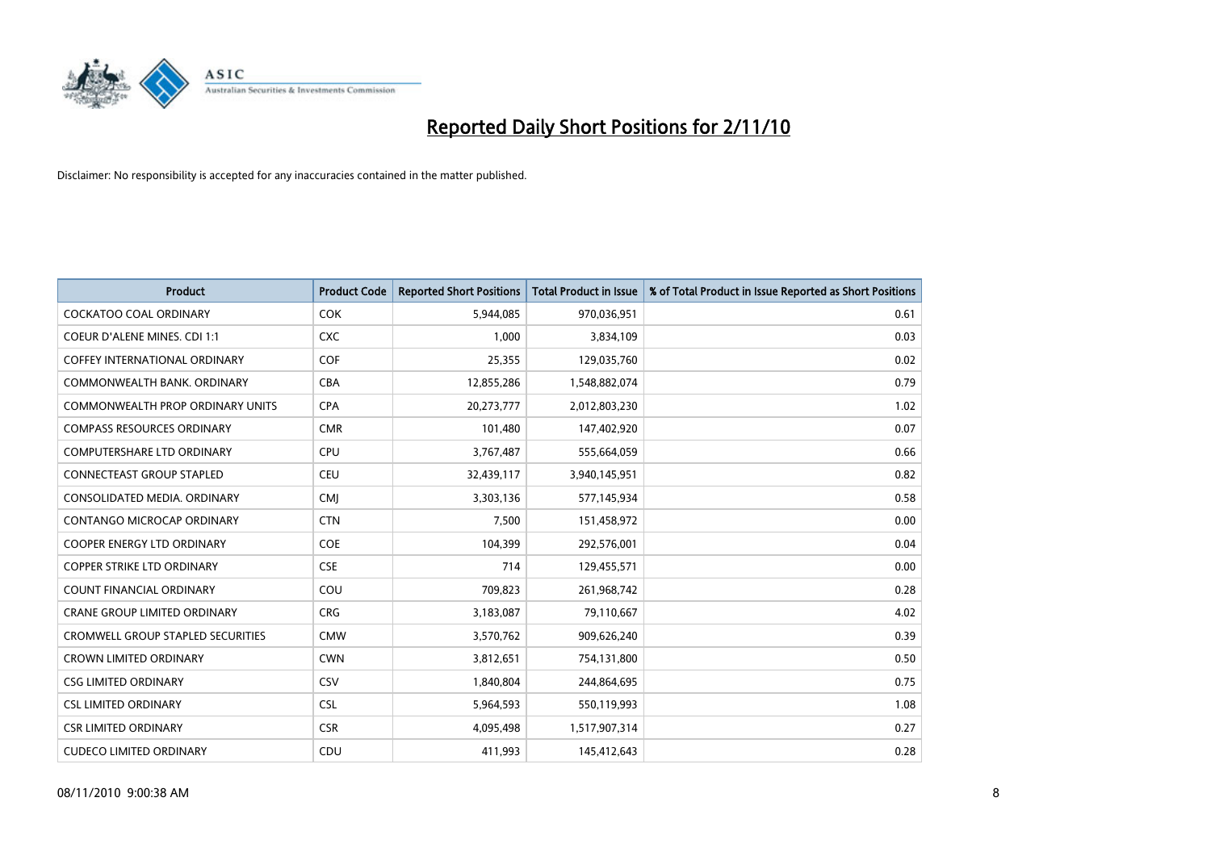# Reported Daily Short Positions for 2/11/10

Disclaimer: No responsibility is accepted for any inaccuracies contained in the matter published.

| Product | Product Code | Reported Short Positions | Total Product in Issue | % of Total Product in Issue Reported as Short Positions |
|---|---|---|---|---|
| COCKATOO COAL ORDINARY | COK | 5,944,085 | 970,036,951 | 0.61 |
| COEUR D'ALENE MINES. CDI 1:1 | CXC | 1,000 | 3,834,109 | 0.03 |
| COFFEY INTERNATIONAL ORDINARY | COF | 25,355 | 129,035,760 | 0.02 |
| COMMONWEALTH BANK. ORDINARY | CBA | 12,855,286 | 1,548,882,074 | 0.79 |
| COMMONWEALTH PROP ORDINARY UNITS | CPA | 20,273,777 | 2,012,803,230 | 1.02 |
| COMPASS RESOURCES ORDINARY | CMR | 101,480 | 147,402,920 | 0.07 |
| COMPUTERSHARE LTD ORDINARY | CPU | 3,767,487 | 555,664,059 | 0.66 |
| CONNECTEAST GROUP STAPLED | CEU | 32,439,117 | 3,940,145,951 | 0.82 |
| CONSOLIDATED MEDIA. ORDINARY | CMJ | 3,303,136 | 577,145,934 | 0.58 |
| CONTANGO MICROCAP ORDINARY | CTN | 7,500 | 151,458,972 | 0.00 |
| COOPER ENERGY LTD ORDINARY | COE | 104,399 | 292,576,001 | 0.04 |
| COPPER STRIKE LTD ORDINARY | CSE | 714 | 129,455,571 | 0.00 |
| COUNT FINANCIAL ORDINARY | COU | 709,823 | 261,968,742 | 0.28 |
| CRANE GROUP LIMITED ORDINARY | CRG | 3,183,087 | 79,110,667 | 4.02 |
| CROMWELL GROUP STAPLED SECURITIES | CMW | 3,570,762 | 909,626,240 | 0.39 |
| CROWN LIMITED ORDINARY | CWN | 3,812,651 | 754,131,800 | 0.50 |
| CSG LIMITED ORDINARY | CSV | 1,840,804 | 244,864,695 | 0.75 |
| CSL LIMITED ORDINARY | CSL | 5,964,593 | 550,119,993 | 1.08 |
| CSR LIMITED ORDINARY | CSR | 4,095,498 | 1,517,907,314 | 0.27 |
| CUDECO LIMITED ORDINARY | CDU | 411,993 | 145,412,643 | 0.28 |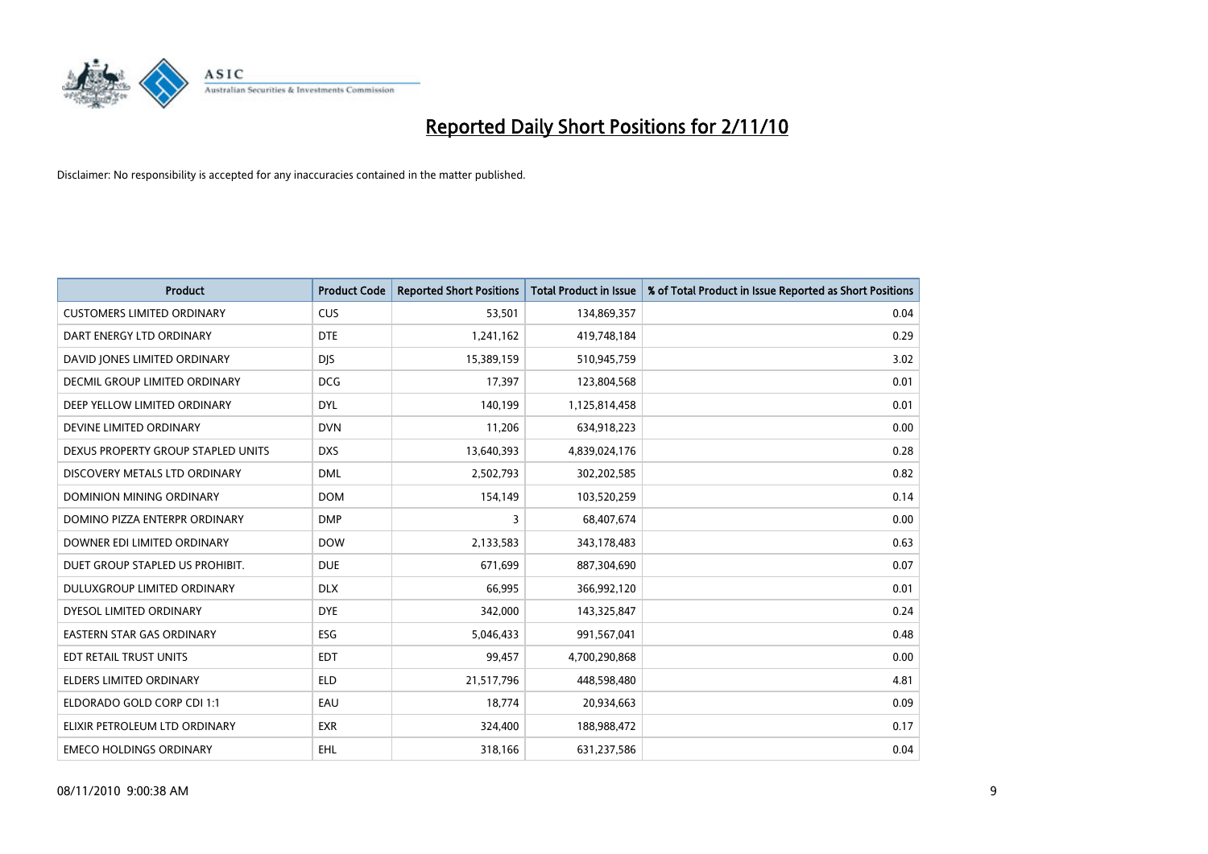# Reported Daily Short Positions for 2/11/10

Disclaimer: No responsibility is accepted for any inaccuracies contained in the matter published.

| Product | Product Code | Reported Short Positions | Total Product in Issue | % of Total Product in Issue Reported as Short Positions |
|---|---|---|---|---|
| CUSTOMERS LIMITED ORDINARY | CUS | 53,501 | 134,869,357 | 0.04 |
| DART ENERGY LTD ORDINARY | DTE | 1,241,162 | 419,748,184 | 0.29 |
| DAVID JONES LIMITED ORDINARY | DJS | 15,389,159 | 510,945,759 | 3.02 |
| DECMIL GROUP LIMITED ORDINARY | DCG | 17,397 | 123,804,568 | 0.01 |
| DEEP YELLOW LIMITED ORDINARY | DYL | 140,199 | 1,125,814,458 | 0.01 |
| DEVINE LIMITED ORDINARY | DVN | 11,206 | 634,918,223 | 0.00 |
| DEXUS PROPERTY GROUP STAPLED UNITS | DXS | 13,640,393 | 4,839,024,176 | 0.28 |
| DISCOVERY METALS LTD ORDINARY | DML | 2,502,793 | 302,202,585 | 0.82 |
| DOMINION MINING ORDINARY | DOM | 154,149 | 103,520,259 | 0.14 |
| DOMINO PIZZA ENTERPR ORDINARY | DMP | 3 | 68,407,674 | 0.00 |
| DOWNER EDI LIMITED ORDINARY | DOW | 2,133,583 | 343,178,483 | 0.63 |
| DUET GROUP STAPLED US PROHIBIT. | DUE | 671,699 | 887,304,690 | 0.07 |
| DULUXGROUP LIMITED ORDINARY | DLX | 66,995 | 366,992,120 | 0.01 |
| DYESOL LIMITED ORDINARY | DYE | 342,000 | 143,325,847 | 0.24 |
| EASTERN STAR GAS ORDINARY | ESG | 5,046,433 | 991,567,041 | 0.48 |
| EDT RETAIL TRUST UNITS | EDT | 99,457 | 4,700,290,868 | 0.00 |
| ELDERS LIMITED ORDINARY | ELD | 21,517,796 | 448,598,480 | 4.81 |
| ELDORADO GOLD CORP CDI 1:1 | EAU | 18,774 | 20,934,663 | 0.09 |
| ELIXIR PETROLEUM LTD ORDINARY | EXR | 324,400 | 188,988,472 | 0.17 |
| EMECO HOLDINGS ORDINARY | EHL | 318,166 | 631,237,586 | 0.04 |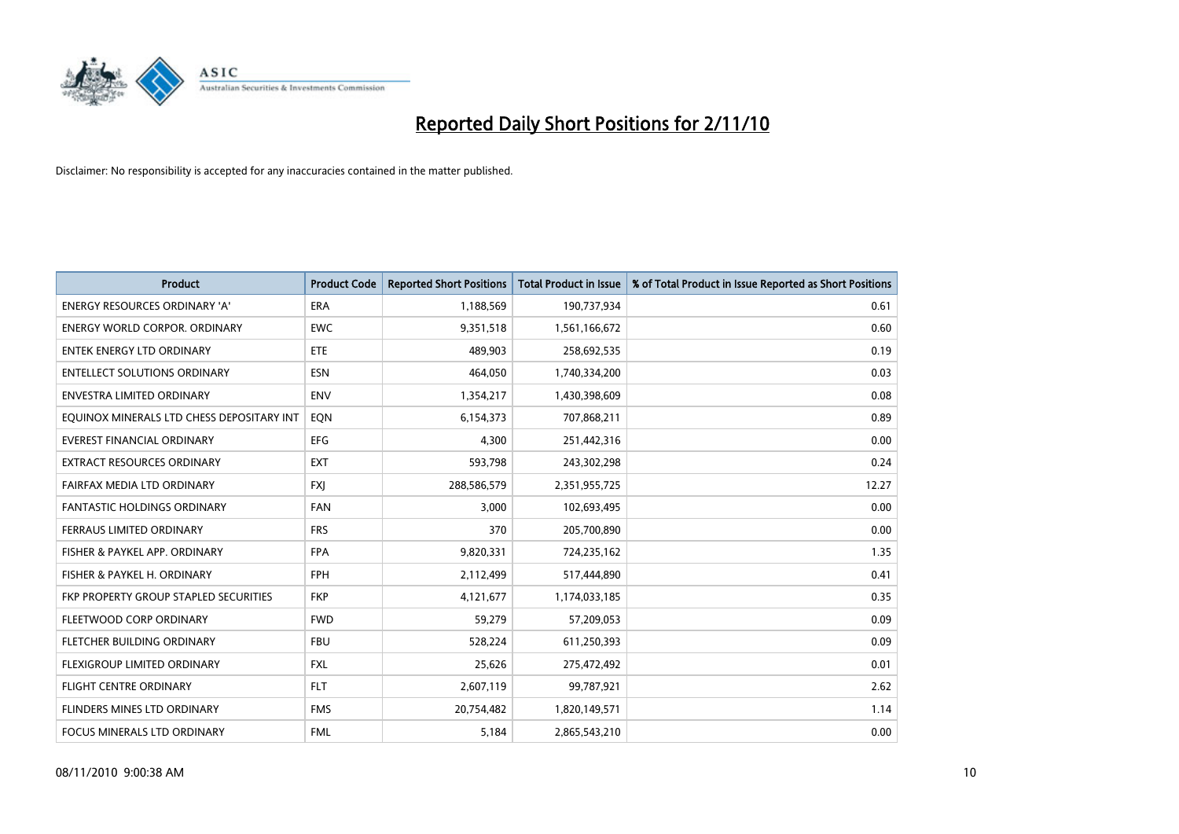# Reported Daily Short Positions for 2/11/10

Disclaimer: No responsibility is accepted for any inaccuracies contained in the matter published.

| Product | Product Code | Reported Short Positions | Total Product in Issue | % of Total Product in Issue Reported as Short Positions |
|---|---|---|---|---|
| ENERGY RESOURCES ORDINARY 'A' | ERA | 1,188,569 | 190,737,934 | 0.61 |
| ENERGY WORLD CORPOR. ORDINARY | EWC | 9,351,518 | 1,561,166,672 | 0.60 |
| ENTEK ENERGY LTD ORDINARY | ETE | 489,903 | 258,692,535 | 0.19 |
| ENTELLECT SOLUTIONS ORDINARY | ESN | 464,050 | 1,740,334,200 | 0.03 |
| ENVESTRA LIMITED ORDINARY | ENV | 1,354,217 | 1,430,398,609 | 0.08 |
| EQUINOX MINERALS LTD CHESS DEPOSITARY INT | EQN | 6,154,373 | 707,868,211 | 0.89 |
| EVEREST FINANCIAL ORDINARY | EFG | 4,300 | 251,442,316 | 0.00 |
| EXTRACT RESOURCES ORDINARY | EXT | 593,798 | 243,302,298 | 0.24 |
| FAIRFAX MEDIA LTD ORDINARY | FXJ | 288,586,579 | 2,351,955,725 | 12.27 |
| FANTASTIC HOLDINGS ORDINARY | FAN | 3,000 | 102,693,495 | 0.00 |
| FERRAUS LIMITED ORDINARY | FRS | 370 | 205,700,890 | 0.00 |
| FISHER & PAYKEL APP. ORDINARY | FPA | 9,820,331 | 724,235,162 | 1.35 |
| FISHER & PAYKEL H. ORDINARY | FPH | 2,112,499 | 517,444,890 | 0.41 |
| FKP PROPERTY GROUP STAPLED SECURITIES | FKP | 4,121,677 | 1,174,033,185 | 0.35 |
| FLEETWOOD CORP ORDINARY | FWD | 59,279 | 57,209,053 | 0.09 |
| FLETCHER BUILDING ORDINARY | FBU | 528,224 | 611,250,393 | 0.09 |
| FLEXIGROUP LIMITED ORDINARY | FXL | 25,626 | 275,472,492 | 0.01 |
| FLIGHT CENTRE ORDINARY | FLT | 2,607,119 | 99,787,921 | 2.62 |
| FLINDERS MINES LTD ORDINARY | FMS | 20,754,482 | 1,820,149,571 | 1.14 |
| FOCUS MINERALS LTD ORDINARY | FML | 5,184 | 2,865,543,210 | 0.00 |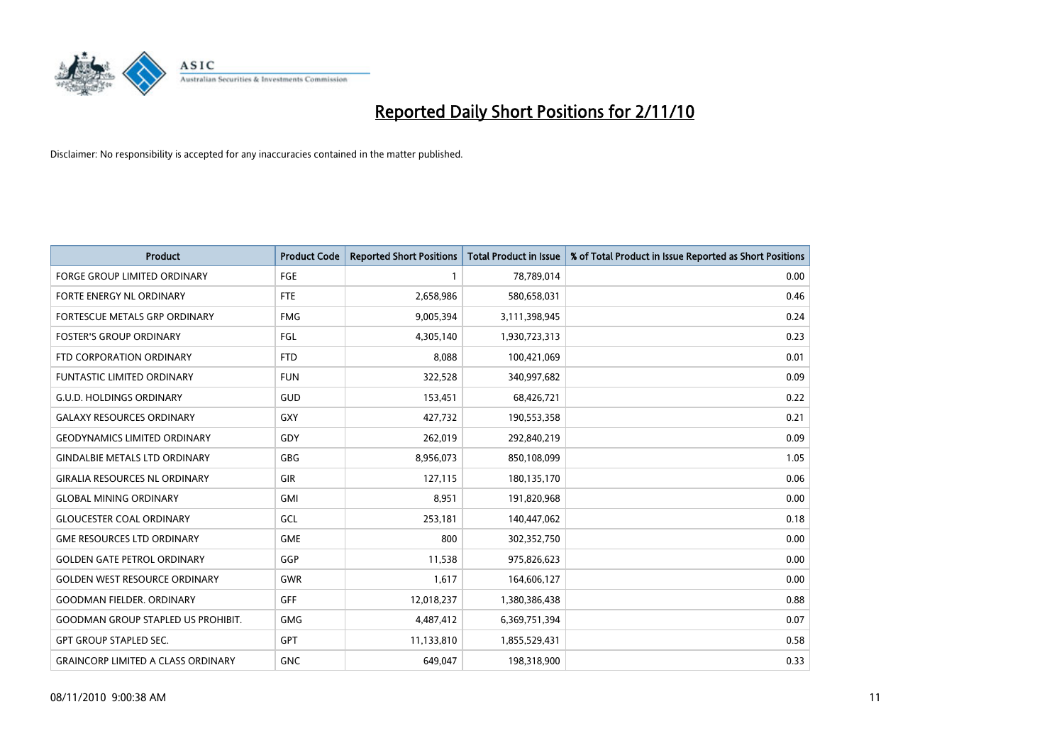# Reported Daily Short Positions for 2/11/10

Disclaimer: No responsibility is accepted for any inaccuracies contained in the matter published.

| Product | Product Code | Reported Short Positions | Total Product in Issue | % of Total Product in Issue Reported as Short Positions |
|---|---|---|---|---|
| FORGE GROUP LIMITED ORDINARY | FGE | 1 | 78,789,014 | 0.00 |
| FORTE ENERGY NL ORDINARY | FTE | 2,658,986 | 580,658,031 | 0.46 |
| FORTESCUE METALS GRP ORDINARY | FMG | 9,005,394 | 3,111,398,945 | 0.24 |
| FOSTER'S GROUP ORDINARY | FGL | 4,305,140 | 1,930,723,313 | 0.23 |
| FTD CORPORATION ORDINARY | FTD | 8,088 | 100,421,069 | 0.01 |
| FUNTASTIC LIMITED ORDINARY | FUN | 322,528 | 340,997,682 | 0.09 |
| G.U.D. HOLDINGS ORDINARY | GUD | 153,451 | 68,426,721 | 0.22 |
| GALAXY RESOURCES ORDINARY | GXY | 427,732 | 190,553,358 | 0.21 |
| GEODYNAMICS LIMITED ORDINARY | GDY | 262,019 | 292,840,219 | 0.09 |
| GINDALBIE METALS LTD ORDINARY | GBG | 8,956,073 | 850,108,099 | 1.05 |
| GIRALIA RESOURCES NL ORDINARY | GIR | 127,115 | 180,135,170 | 0.06 |
| GLOBAL MINING ORDINARY | GMI | 8,951 | 191,820,968 | 0.00 |
| GLOUCESTER COAL ORDINARY | GCL | 253,181 | 140,447,062 | 0.18 |
| GME RESOURCES LTD ORDINARY | GME | 800 | 302,352,750 | 0.00 |
| GOLDEN GATE PETROL ORDINARY | GGP | 11,538 | 975,826,623 | 0.00 |
| GOLDEN WEST RESOURCE ORDINARY | GWR | 1,617 | 164,606,127 | 0.00 |
| GOODMAN FIELDER. ORDINARY | GFF | 12,018,237 | 1,380,386,438 | 0.88 |
| GOODMAN GROUP STAPLED US PROHIBIT. | GMG | 4,487,412 | 6,369,751,394 | 0.07 |
| GPT GROUP STAPLED SEC. | GPT | 11,133,810 | 1,855,529,431 | 0.58 |
| GRAINCORP LIMITED A CLASS ORDINARY | GNC | 649,047 | 198,318,900 | 0.33 |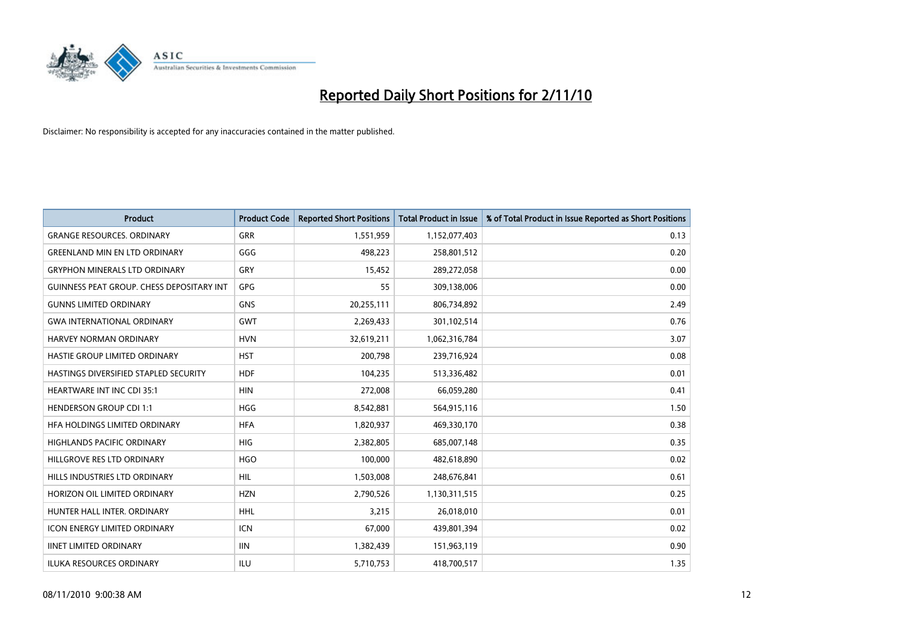# Reported Daily Short Positions for 2/11/10

Disclaimer: No responsibility is accepted for any inaccuracies contained in the matter published.

| Product | Product Code | Reported Short Positions | Total Product in Issue | % of Total Product in Issue Reported as Short Positions |
|---|---|---|---|---|
| GRANGE RESOURCES. ORDINARY | GRR | 1,551,959 | 1,152,077,403 | 0.13 |
| GREENLAND MIN EN LTD ORDINARY | GGG | 498,223 | 258,801,512 | 0.20 |
| GRYPHON MINERALS LTD ORDINARY | GRY | 15,452 | 289,272,058 | 0.00 |
| GUINNESS PEAT GROUP. CHESS DEPOSITARY INT | GPG | 55 | 309,138,006 | 0.00 |
| GUNNS LIMITED ORDINARY | GNS | 20,255,111 | 806,734,892 | 2.49 |
| GWA INTERNATIONAL ORDINARY | GWT | 2,269,433 | 301,102,514 | 0.76 |
| HARVEY NORMAN ORDINARY | HVN | 32,619,211 | 1,062,316,784 | 3.07 |
| HASTIE GROUP LIMITED ORDINARY | HST | 200,798 | 239,716,924 | 0.08 |
| HASTINGS DIVERSIFIED STAPLED SECURITY | HDF | 104,235 | 513,336,482 | 0.01 |
| HEARTWARE INT INC CDI 35:1 | HIN | 272,008 | 66,059,280 | 0.41 |
| HENDERSON GROUP CDI 1:1 | HGG | 8,542,881 | 564,915,116 | 1.50 |
| HFA HOLDINGS LIMITED ORDINARY | HFA | 1,820,937 | 469,330,170 | 0.38 |
| HIGHLANDS PACIFIC ORDINARY | HIG | 2,382,805 | 685,007,148 | 0.35 |
| HILLGROVE RES LTD ORDINARY | HGO | 100,000 | 482,618,890 | 0.02 |
| HILLS INDUSTRIES LTD ORDINARY | HIL | 1,503,008 | 248,676,841 | 0.61 |
| HORIZON OIL LIMITED ORDINARY | HZN | 2,790,526 | 1,130,311,515 | 0.25 |
| HUNTER HALL INTER. ORDINARY | HHL | 3,215 | 26,018,010 | 0.01 |
| ICON ENERGY LIMITED ORDINARY | ICN | 67,000 | 439,801,394 | 0.02 |
| IINET LIMITED ORDINARY | IIN | 1,382,439 | 151,963,119 | 0.90 |
| ILUKA RESOURCES ORDINARY | ILU | 5,710,753 | 418,700,517 | 1.35 |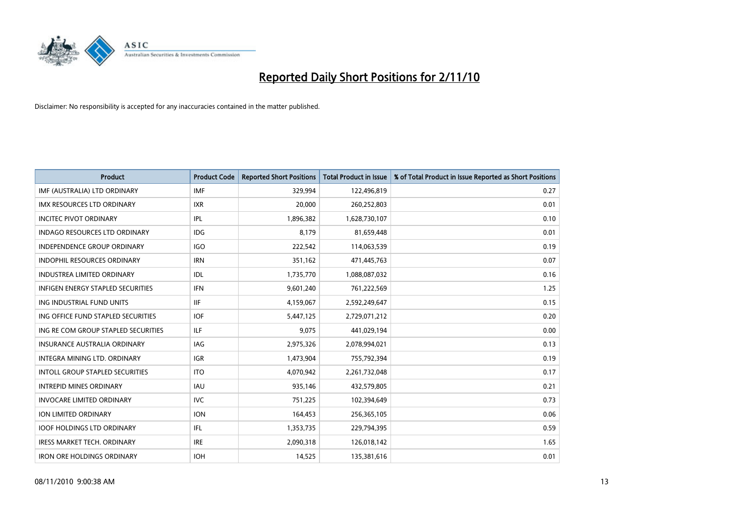# Reported Daily Short Positions for 2/11/10

Disclaimer: No responsibility is accepted for any inaccuracies contained in the matter published.

| Product | Product Code | Reported Short Positions | Total Product in Issue | % of Total Product in Issue Reported as Short Positions |
|---|---|---|---|---|
| IMF (AUSTRALIA) LTD ORDINARY | IMF | 329,994 | 122,496,819 | 0.27 |
| IMX RESOURCES LTD ORDINARY | IXR | 20,000 | 260,252,803 | 0.01 |
| INCITEC PIVOT ORDINARY | IPL | 1,896,382 | 1,628,730,107 | 0.10 |
| INDAGO RESOURCES LTD ORDINARY | IDG | 8,179 | 81,659,448 | 0.01 |
| INDEPENDENCE GROUP ORDINARY | IGO | 222,542 | 114,063,539 | 0.19 |
| INDOPHIL RESOURCES ORDINARY | IRN | 351,162 | 471,445,763 | 0.07 |
| INDUSTREA LIMITED ORDINARY | IDL | 1,735,770 | 1,088,087,032 | 0.16 |
| INFIGEN ENERGY STAPLED SECURITIES | IFN | 9,601,240 | 761,222,569 | 1.25 |
| ING INDUSTRIAL FUND UNITS | IIF | 4,159,067 | 2,592,249,647 | 0.15 |
| ING OFFICE FUND STAPLED SECURITIES | IOF | 5,447,125 | 2,729,071,212 | 0.20 |
| ING RE COM GROUP STAPLED SECURITIES | ILF | 9,075 | 441,029,194 | 0.00 |
| INSURANCE AUSTRALIA ORDINARY | IAG | 2,975,326 | 2,078,994,021 | 0.13 |
| INTEGRA MINING LTD. ORDINARY | IGR | 1,473,904 | 755,792,394 | 0.19 |
| INTOLL GROUP STAPLED SECURITIES | ITO | 4,070,942 | 2,261,732,048 | 0.17 |
| INTREPID MINES ORDINARY | IAU | 935,146 | 432,579,805 | 0.21 |
| INVOCARE LIMITED ORDINARY | IVC | 751,225 | 102,394,649 | 0.73 |
| ION LIMITED ORDINARY | ION | 164,453 | 256,365,105 | 0.06 |
| IOOF HOLDINGS LTD ORDINARY | IFL | 1,353,735 | 229,794,395 | 0.59 |
| IRESS MARKET TECH. ORDINARY | IRE | 2,090,318 | 126,018,142 | 1.65 |
| IRON ORE HOLDINGS ORDINARY | IOH | 14,525 | 135,381,616 | 0.01 |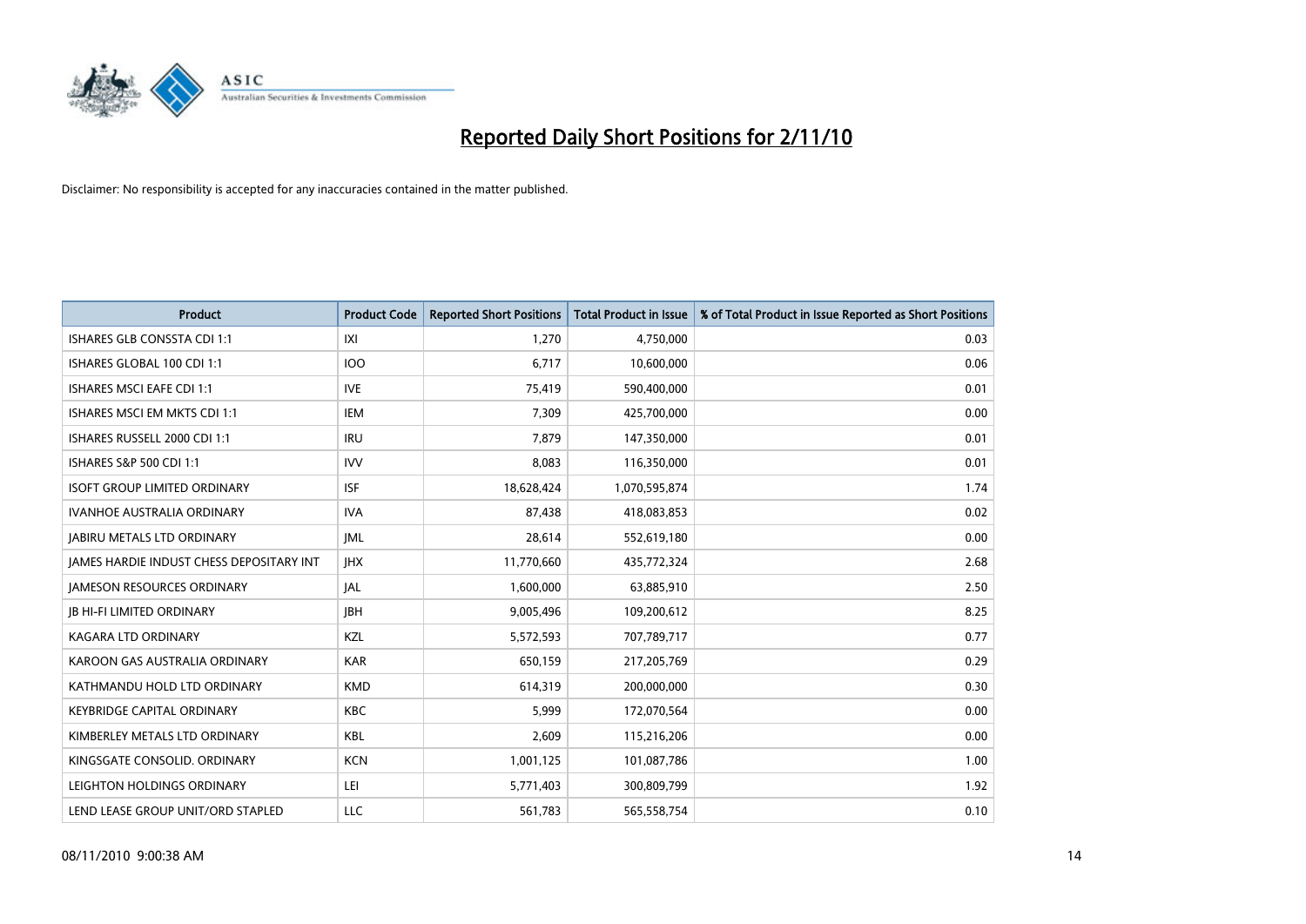# Reported Daily Short Positions for 2/11/10

Disclaimer: No responsibility is accepted for any inaccuracies contained in the matter published.

| Product | Product Code | Reported Short Positions | Total Product in Issue | % of Total Product in Issue Reported as Short Positions |
|---|---|---|---|---|
| ISHARES GLB CONSSTA CDI 1:1 | IXI | 1,270 | 4,750,000 | 0.03 |
| ISHARES GLOBAL 100 CDI 1:1 | IOO | 6,717 | 10,600,000 | 0.06 |
| ISHARES MSCI EAFE CDI 1:1 | IVE | 75,419 | 590,400,000 | 0.01 |
| ISHARES MSCI EM MKTS CDI 1:1 | IEM | 7,309 | 425,700,000 | 0.00 |
| ISHARES RUSSELL 2000 CDI 1:1 | IRU | 7,879 | 147,350,000 | 0.01 |
| ISHARES S&P 500 CDI 1:1 | IVV | 8,083 | 116,350,000 | 0.01 |
| ISOFT GROUP LIMITED ORDINARY | ISF | 18,628,424 | 1,070,595,874 | 1.74 |
| IVANHOE AUSTRALIA ORDINARY | IVA | 87,438 | 418,083,853 | 0.02 |
| JABIRU METALS LTD ORDINARY | JML | 28,614 | 552,619,180 | 0.00 |
| JAMES HARDIE INDUST CHESS DEPOSITARY INT | JHX | 11,770,660 | 435,772,324 | 2.68 |
| JAMESON RESOURCES ORDINARY | JAL | 1,600,000 | 63,885,910 | 2.50 |
| JB HI-FI LIMITED ORDINARY | JBH | 9,005,496 | 109,200,612 | 8.25 |
| KAGARA LTD ORDINARY | KZL | 5,572,593 | 707,789,717 | 0.77 |
| KAROON GAS AUSTRALIA ORDINARY | KAR | 650,159 | 217,205,769 | 0.29 |
| KATHMANDU HOLD LTD ORDINARY | KMD | 614,319 | 200,000,000 | 0.30 |
| KEYBRIDGE CAPITAL ORDINARY | KBC | 5,999 | 172,070,564 | 0.00 |
| KIMBERLEY METALS LTD ORDINARY | KBL | 2,609 | 115,216,206 | 0.00 |
| KINGSGATE CONSOLID. ORDINARY | KCN | 1,001,125 | 101,087,786 | 1.00 |
| LEIGHTON HOLDINGS ORDINARY | LEI | 5,771,403 | 300,809,799 | 1.92 |
| LEND LEASE GROUP UNIT/ORD STAPLED | LLC | 561,783 | 565,558,754 | 0.10 |

08/11/2010 9:00:38 AM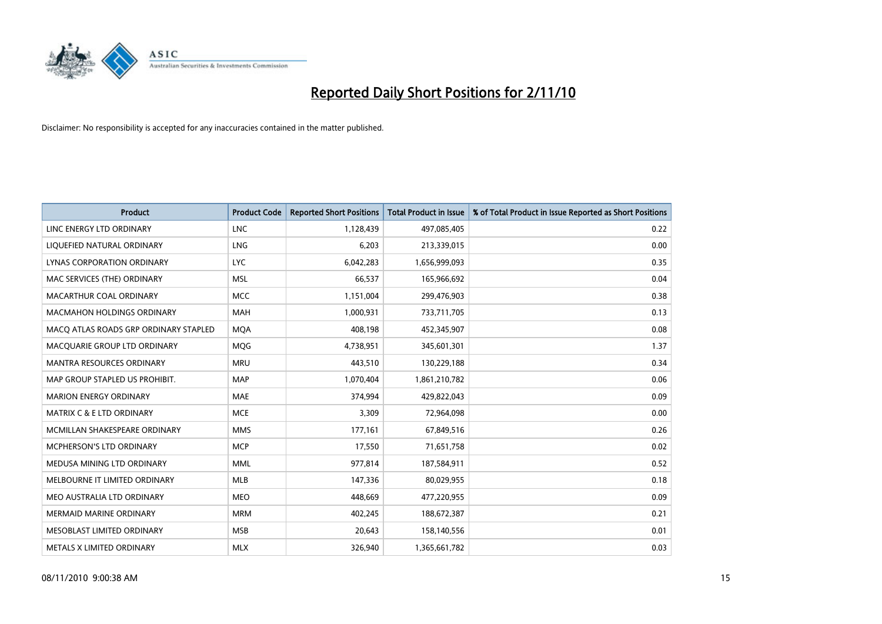# Reported Daily Short Positions for 2/11/10

Disclaimer: No responsibility is accepted for any inaccuracies contained in the matter published.

| Product | Product Code | Reported Short Positions | Total Product in Issue | % of Total Product in Issue Reported as Short Positions |
|---|---|---|---|---|
| LINC ENERGY LTD ORDINARY | LNC | 1,128,439 | 497,085,405 | 0.22 |
| LIQUEFIED NATURAL ORDINARY | LNG | 6,203 | 213,339,015 | 0.00 |
| LYNAS CORPORATION ORDINARY | LYC | 6,042,283 | 1,656,999,093 | 0.35 |
| MAC SERVICES (THE) ORDINARY | MSL | 66,537 | 165,966,692 | 0.04 |
| MACARTHUR COAL ORDINARY | MCC | 1,151,004 | 299,476,903 | 0.38 |
| MACMAHON HOLDINGS ORDINARY | MAH | 1,000,931 | 733,711,705 | 0.13 |
| MACQ ATLAS ROADS GRP ORDINARY STAPLED | MQA | 408,198 | 452,345,907 | 0.08 |
| MACQUARIE GROUP LTD ORDINARY | MQG | 4,738,951 | 345,601,301 | 1.37 |
| MANTRA RESOURCES ORDINARY | MRU | 443,510 | 130,229,188 | 0.34 |
| MAP GROUP STAPLED US PROHIBIT. | MAP | 1,070,404 | 1,861,210,782 | 0.06 |
| MARION ENERGY ORDINARY | MAE | 374,994 | 429,822,043 | 0.09 |
| MATRIX C & E LTD ORDINARY | MCE | 3,309 | 72,964,098 | 0.00 |
| MCMILLAN SHAKESPEARE ORDINARY | MMS | 177,161 | 67,849,516 | 0.26 |
| MCPHERSON'S LTD ORDINARY | MCP | 17,550 | 71,651,758 | 0.02 |
| MEDUSA MINING LTD ORDINARY | MML | 977,814 | 187,584,911 | 0.52 |
| MELBOURNE IT LIMITED ORDINARY | MLB | 147,336 | 80,029,955 | 0.18 |
| MEO AUSTRALIA LTD ORDINARY | MEO | 448,669 | 477,220,955 | 0.09 |
| MERMAID MARINE ORDINARY | MRM | 402,245 | 188,672,387 | 0.21 |
| MESOBLAST LIMITED ORDINARY | MSB | 20,643 | 158,140,556 | 0.01 |
| METALS X LIMITED ORDINARY | MLX | 326,940 | 1,365,661,782 | 0.03 |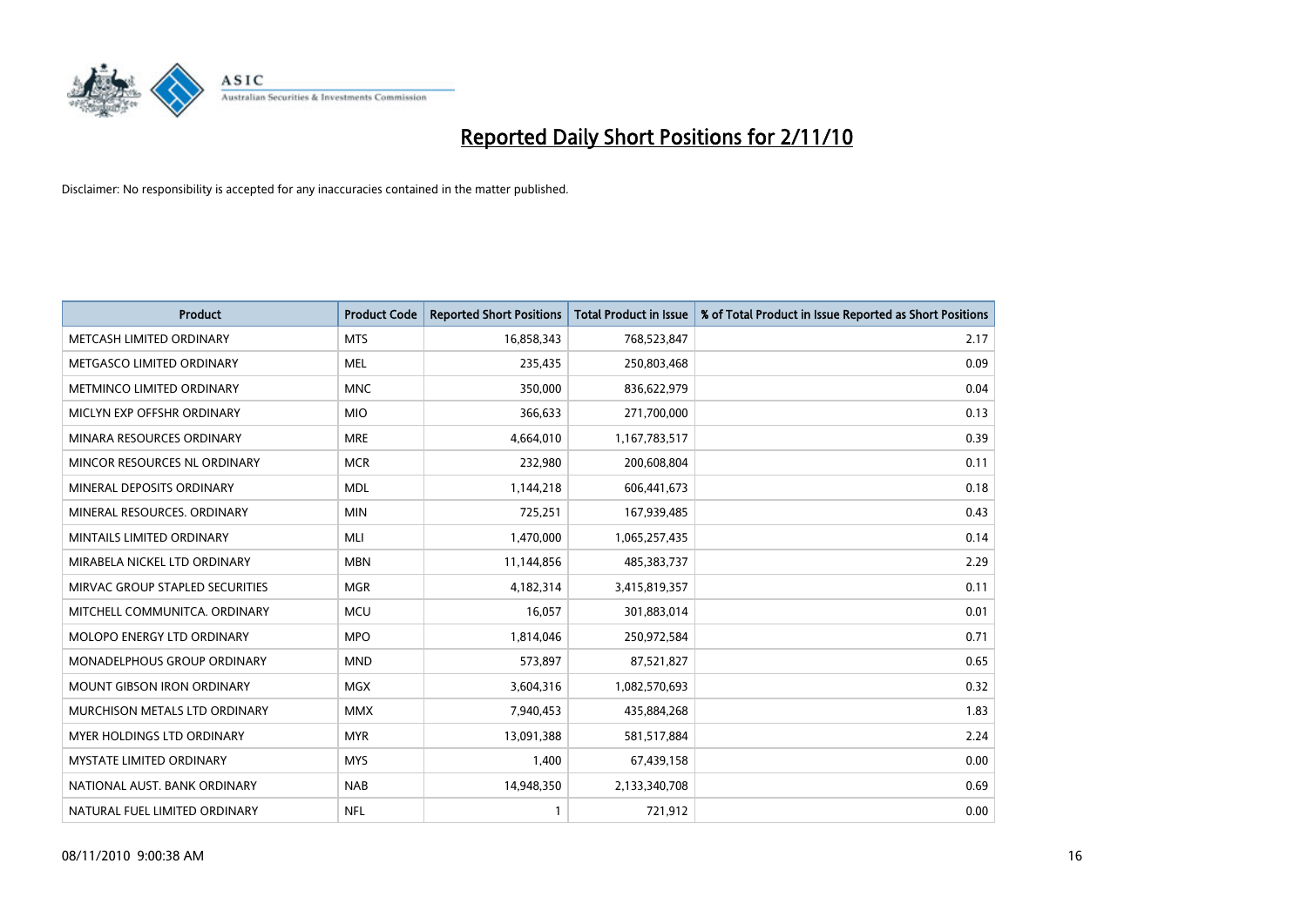# Reported Daily Short Positions for 2/11/10

Disclaimer: No responsibility is accepted for any inaccuracies contained in the matter published.

| Product | Product Code | Reported Short Positions | Total Product in Issue | % of Total Product in Issue Reported as Short Positions |
|---|---|---|---|---|
| METCASH LIMITED ORDINARY | MTS | 16,858,343 | 768,523,847 | 2.17 |
| METGASCO LIMITED ORDINARY | MEL | 235,435 | 250,803,468 | 0.09 |
| METMINCO LIMITED ORDINARY | MNC | 350,000 | 836,622,979 | 0.04 |
| MICLYN EXP OFFSHR ORDINARY | MIO | 366,633 | 271,700,000 | 0.13 |
| MINARA RESOURCES ORDINARY | MRE | 4,664,010 | 1,167,783,517 | 0.39 |
| MINCOR RESOURCES NL ORDINARY | MCR | 232,980 | 200,608,804 | 0.11 |
| MINERAL DEPOSITS ORDINARY | MDL | 1,144,218 | 606,441,673 | 0.18 |
| MINERAL RESOURCES. ORDINARY | MIN | 725,251 | 167,939,485 | 0.43 |
| MINTAILS LIMITED ORDINARY | MLI | 1,470,000 | 1,065,257,435 | 0.14 |
| MIRABELA NICKEL LTD ORDINARY | MBN | 11,144,856 | 485,383,737 | 2.29 |
| MIRVAC GROUP STAPLED SECURITIES | MGR | 4,182,314 | 3,415,819,357 | 0.11 |
| MITCHELL COMMUNITCA. ORDINARY | MCU | 16,057 | 301,883,014 | 0.01 |
| MOLOPO ENERGY LTD ORDINARY | MPO | 1,814,046 | 250,972,584 | 0.71 |
| MONADELPHOUS GROUP ORDINARY | MND | 573,897 | 87,521,827 | 0.65 |
| MOUNT GIBSON IRON ORDINARY | MGX | 3,604,316 | 1,082,570,693 | 0.32 |
| MURCHISON METALS LTD ORDINARY | MMX | 7,940,453 | 435,884,268 | 1.83 |
| MYER HOLDINGS LTD ORDINARY | MYR | 13,091,388 | 581,517,884 | 2.24 |
| MYSTATE LIMITED ORDINARY | MYS | 1,400 | 67,439,158 | 0.00 |
| NATIONAL AUST. BANK ORDINARY | NAB | 14,948,350 | 2,133,340,708 | 0.69 |
| NATURAL FUEL LIMITED ORDINARY | NFL | 1 | 721,912 | 0.00 |

08/11/2010 9:00:38 AM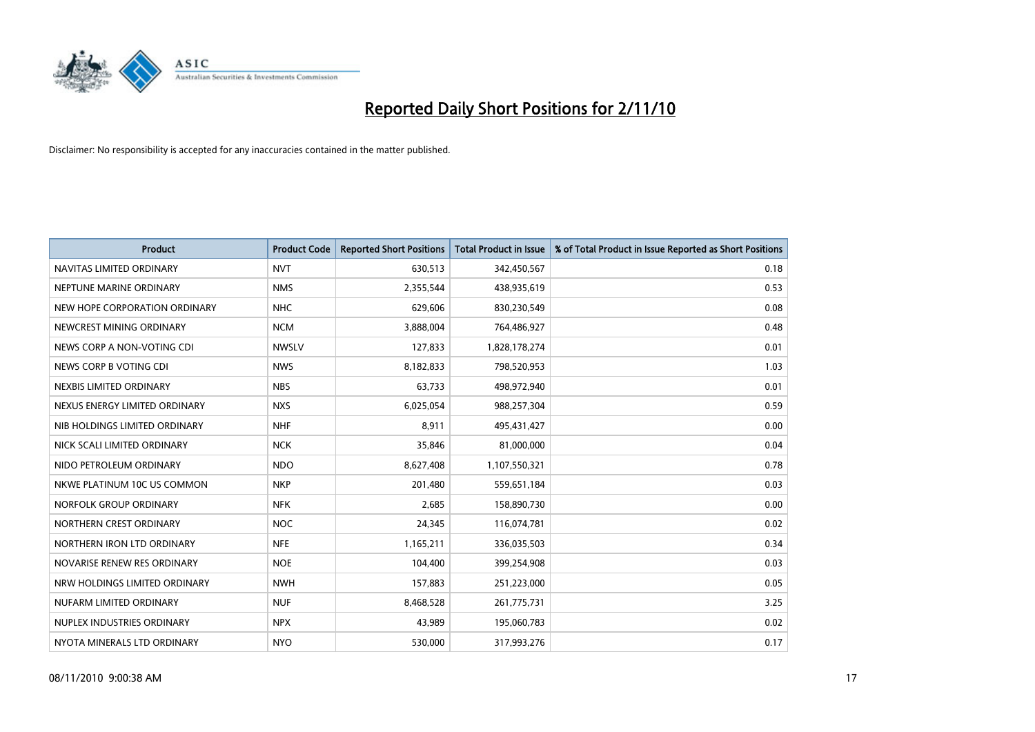# Reported Daily Short Positions for 2/11/10

Disclaimer: No responsibility is accepted for any inaccuracies contained in the matter published.

| Product | Product Code | Reported Short Positions | Total Product in Issue | % of Total Product in Issue Reported as Short Positions |
|---|---|---|---|---|
| NAVITAS LIMITED ORDINARY | NVT | 630,513 | 342,450,567 | 0.18 |
| NEPTUNE MARINE ORDINARY | NMS | 2,355,544 | 438,935,619 | 0.53 |
| NEW HOPE CORPORATION ORDINARY | NHC | 629,606 | 830,230,549 | 0.08 |
| NEWCREST MINING ORDINARY | NCM | 3,888,004 | 764,486,927 | 0.48 |
| NEWS CORP A NON-VOTING CDI | NWSLV | 127,833 | 1,828,178,274 | 0.01 |
| NEWS CORP B VOTING CDI | NWS | 8,182,833 | 798,520,953 | 1.03 |
| NEXBIS LIMITED ORDINARY | NBS | 63,733 | 498,972,940 | 0.01 |
| NEXUS ENERGY LIMITED ORDINARY | NXS | 6,025,054 | 988,257,304 | 0.59 |
| NIB HOLDINGS LIMITED ORDINARY | NHF | 8,911 | 495,431,427 | 0.00 |
| NICK SCALI LIMITED ORDINARY | NCK | 35,846 | 81,000,000 | 0.04 |
| NIDO PETROLEUM ORDINARY | NDO | 8,627,408 | 1,107,550,321 | 0.78 |
| NKWE PLATINUM 10C US COMMON | NKP | 201,480 | 559,651,184 | 0.03 |
| NORFOLK GROUP ORDINARY | NFK | 2,685 | 158,890,730 | 0.00 |
| NORTHERN CREST ORDINARY | NOC | 24,345 | 116,074,781 | 0.02 |
| NORTHERN IRON LTD ORDINARY | NFE | 1,165,211 | 336,035,503 | 0.34 |
| NOVARISE RENEW RES ORDINARY | NOE | 104,400 | 399,254,908 | 0.03 |
| NRW HOLDINGS LIMITED ORDINARY | NWH | 157,883 | 251,223,000 | 0.05 |
| NUFARM LIMITED ORDINARY | NUF | 8,468,528 | 261,775,731 | 3.25 |
| NUPLEX INDUSTRIES ORDINARY | NPX | 43,989 | 195,060,783 | 0.02 |
| NYOTA MINERALS LTD ORDINARY | NYO | 530,000 | 317,993,276 | 0.17 |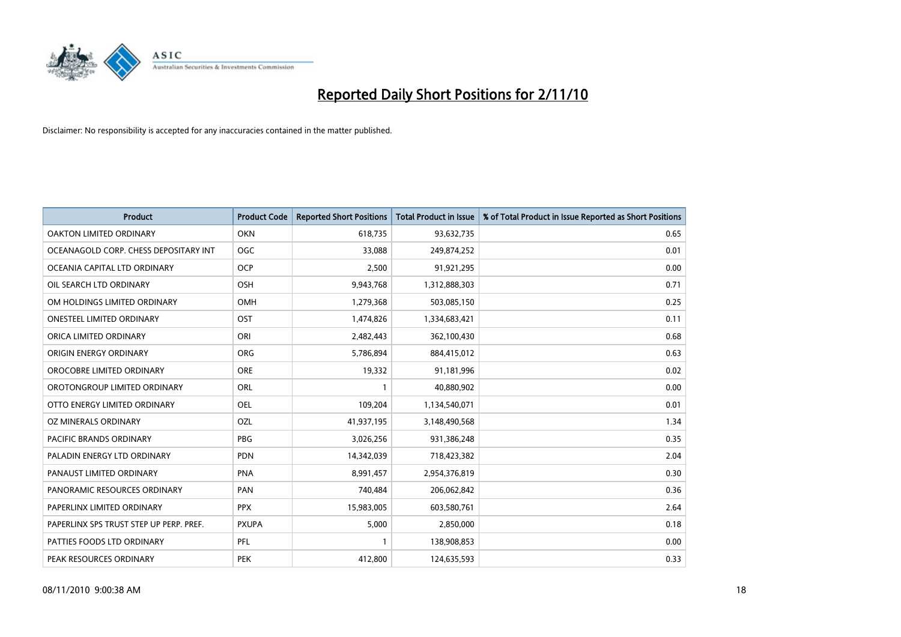# Reported Daily Short Positions for 2/11/10

Disclaimer: No responsibility is accepted for any inaccuracies contained in the matter published.

| Product | Product Code | Reported Short Positions | Total Product in Issue | % of Total Product in Issue Reported as Short Positions |
|---|---|---|---|---|
| OAKTON LIMITED ORDINARY | OKN | 618,735 | 93,632,735 | 0.65 |
| OCEANAGOLD CORP. CHESS DEPOSITARY INT | OGC | 33,088 | 249,874,252 | 0.01 |
| OCEANIA CAPITAL LTD ORDINARY | OCP | 2,500 | 91,921,295 | 0.00 |
| OIL SEARCH LTD ORDINARY | OSH | 9,943,768 | 1,312,888,303 | 0.71 |
| OM HOLDINGS LIMITED ORDINARY | OMH | 1,279,368 | 503,085,150 | 0.25 |
| ONESTEEL LIMITED ORDINARY | OST | 1,474,826 | 1,334,683,421 | 0.11 |
| ORICA LIMITED ORDINARY | ORI | 2,482,443 | 362,100,430 | 0.68 |
| ORIGIN ENERGY ORDINARY | ORG | 5,786,894 | 884,415,012 | 0.63 |
| OROCOBRE LIMITED ORDINARY | ORE | 19,332 | 91,181,996 | 0.02 |
| OROTONGROUP LIMITED ORDINARY | ORL | 1 | 40,880,902 | 0.00 |
| OTTO ENERGY LIMITED ORDINARY | OEL | 109,204 | 1,134,540,071 | 0.01 |
| OZ MINERALS ORDINARY | OZL | 41,937,195 | 3,148,490,568 | 1.34 |
| PACIFIC BRANDS ORDINARY | PBG | 3,026,256 | 931,386,248 | 0.35 |
| PALADIN ENERGY LTD ORDINARY | PDN | 14,342,039 | 718,423,382 | 2.04 |
| PANAUST LIMITED ORDINARY | PNA | 8,991,457 | 2,954,376,819 | 0.30 |
| PANORAMIC RESOURCES ORDINARY | PAN | 740,484 | 206,062,842 | 0.36 |
| PAPERLINX LIMITED ORDINARY | PPX | 15,983,005 | 603,580,761 | 2.64 |
| PAPERLINX SPS TRUST STEP UP PERP. PREF. | PXUPA | 5,000 | 2,850,000 | 0.18 |
| PATTIES FOODS LTD ORDINARY | PFL | 1 | 138,908,853 | 0.00 |
| PEAK RESOURCES ORDINARY | PEK | 412,800 | 124,635,593 | 0.33 |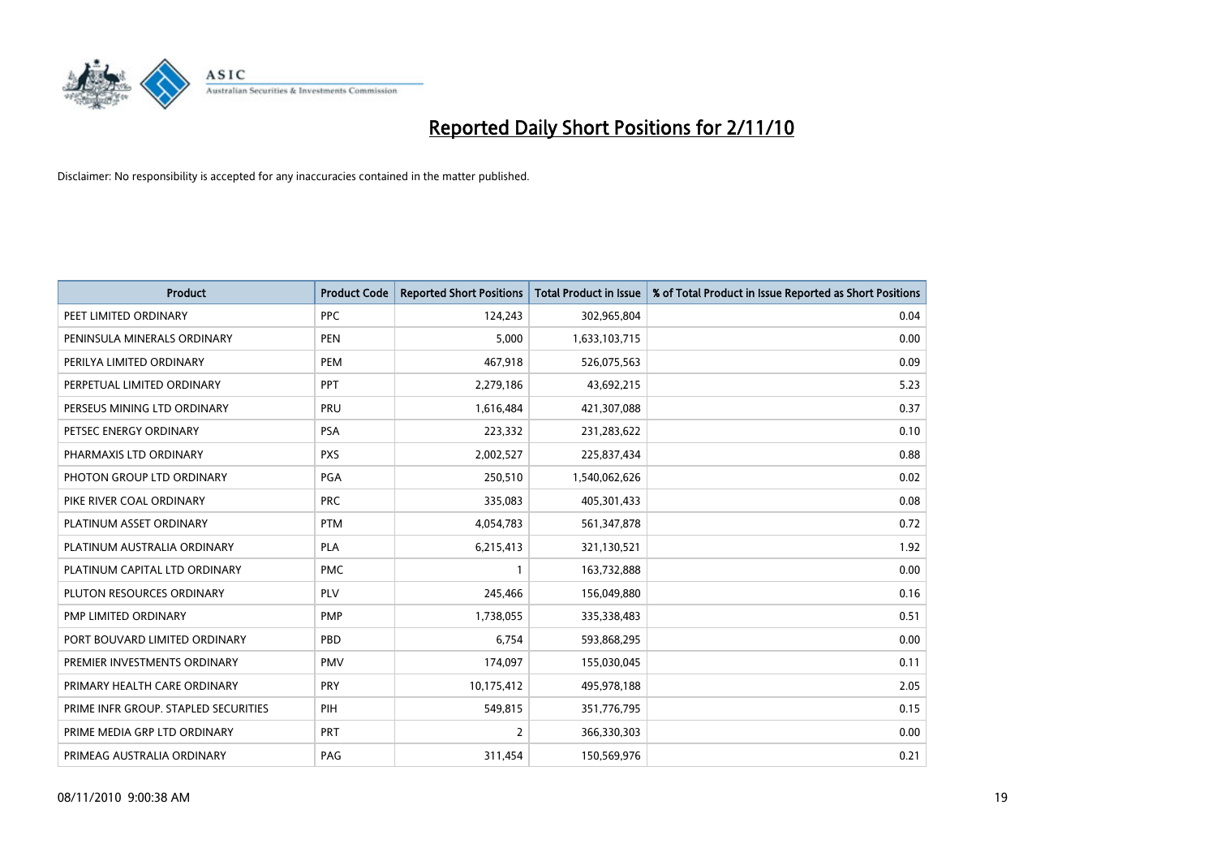# Reported Daily Short Positions for 2/11/10

Disclaimer: No responsibility is accepted for any inaccuracies contained in the matter published.

| Product | Product Code | Reported Short Positions | Total Product in Issue | % of Total Product in Issue Reported as Short Positions |
|---|---|---|---|---|
| PEET LIMITED ORDINARY | PPC | 124,243 | 302,965,804 | 0.04 |
| PENINSULA MINERALS ORDINARY | PEN | 5,000 | 1,633,103,715 | 0.00 |
| PERILYA LIMITED ORDINARY | PEM | 467,918 | 526,075,563 | 0.09 |
| PERPETUAL LIMITED ORDINARY | PPT | 2,279,186 | 43,692,215 | 5.23 |
| PERSEUS MINING LTD ORDINARY | PRU | 1,616,484 | 421,307,088 | 0.37 |
| PETSEC ENERGY ORDINARY | PSA | 223,332 | 231,283,622 | 0.10 |
| PHARMAXIS LTD ORDINARY | PXS | 2,002,527 | 225,837,434 | 0.88 |
| PHOTON GROUP LTD ORDINARY | PGA | 250,510 | 1,540,062,626 | 0.02 |
| PIKE RIVER COAL ORDINARY | PRC | 335,083 | 405,301,433 | 0.08 |
| PLATINUM ASSET ORDINARY | PTM | 4,054,783 | 561,347,878 | 0.72 |
| PLATINUM AUSTRALIA ORDINARY | PLA | 6,215,413 | 321,130,521 | 1.92 |
| PLATINUM CAPITAL LTD ORDINARY | PMC | 1 | 163,732,888 | 0.00 |
| PLUTON RESOURCES ORDINARY | PLV | 245,466 | 156,049,880 | 0.16 |
| PMP LIMITED ORDINARY | PMP | 1,738,055 | 335,338,483 | 0.51 |
| PORT BOUVARD LIMITED ORDINARY | PBD | 6,754 | 593,868,295 | 0.00 |
| PREMIER INVESTMENTS ORDINARY | PMV | 174,097 | 155,030,045 | 0.11 |
| PRIMARY HEALTH CARE ORDINARY | PRY | 10,175,412 | 495,978,188 | 2.05 |
| PRIME INFR GROUP. STAPLED SECURITIES | PIH | 549,815 | 351,776,795 | 0.15 |
| PRIME MEDIA GRP LTD ORDINARY | PRT | 2 | 366,330,303 | 0.00 |
| PRIMEAG AUSTRALIA ORDINARY | PAG | 311,454 | 150,569,976 | 0.21 |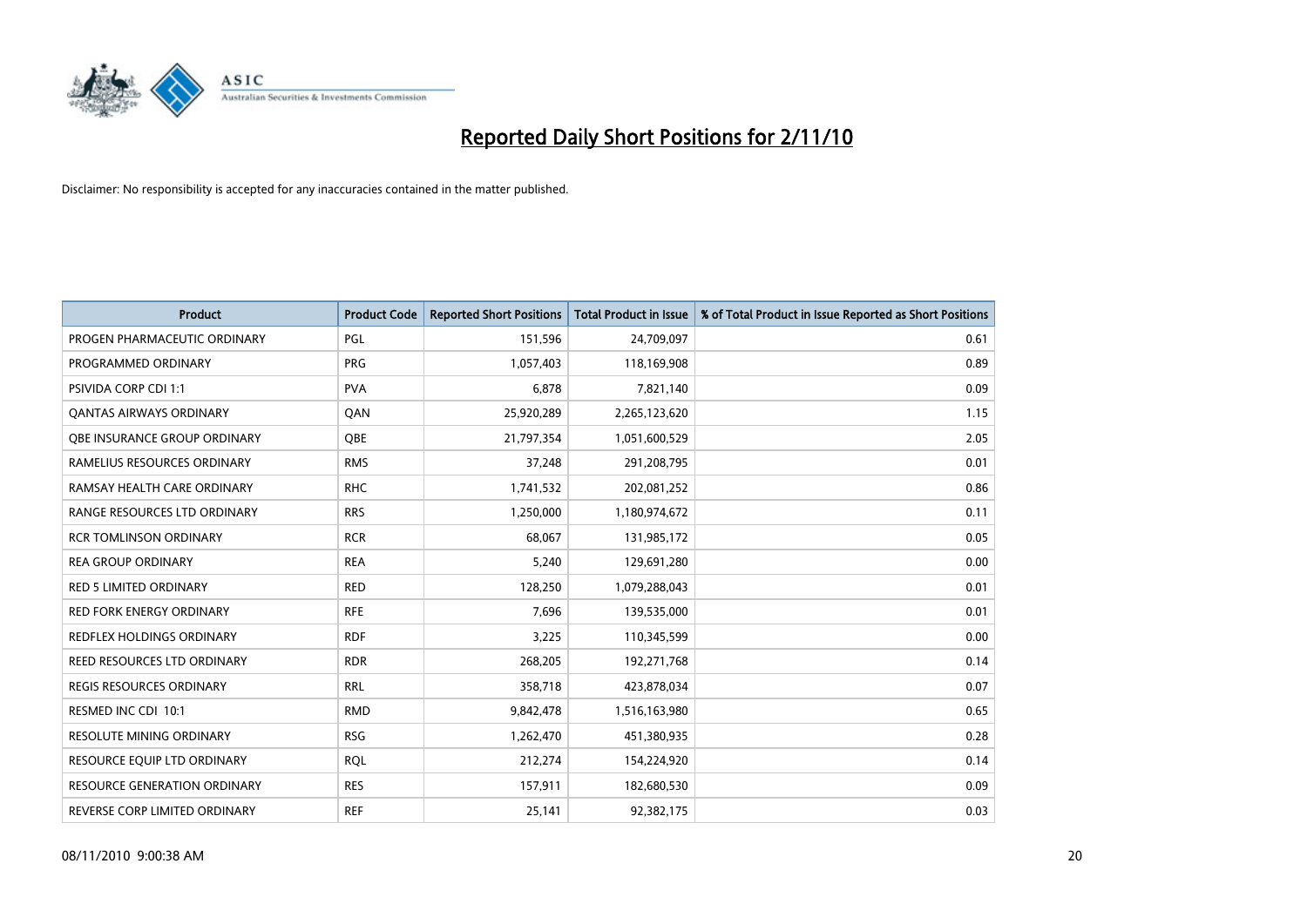# Reported Daily Short Positions for 2/11/10

Disclaimer: No responsibility is accepted for any inaccuracies contained in the matter published.

| Product | Product Code | Reported Short Positions | Total Product in Issue | % of Total Product in Issue Reported as Short Positions |
|---|---|---|---|---|
| PROGEN PHARMACEUTIC ORDINARY | PGL | 151,596 | 24,709,097 | 0.61 |
| PROGRAMMED ORDINARY | PRG | 1,057,403 | 118,169,908 | 0.89 |
| PSIVIDA CORP CDI 1:1 | PVA | 6,878 | 7,821,140 | 0.09 |
| QANTAS AIRWAYS ORDINARY | QAN | 25,920,289 | 2,265,123,620 | 1.15 |
| QBE INSURANCE GROUP ORDINARY | QBE | 21,797,354 | 1,051,600,529 | 2.05 |
| RAMELIUS RESOURCES ORDINARY | RMS | 37,248 | 291,208,795 | 0.01 |
| RAMSAY HEALTH CARE ORDINARY | RHC | 1,741,532 | 202,081,252 | 0.86 |
| RANGE RESOURCES LTD ORDINARY | RRS | 1,250,000 | 1,180,974,672 | 0.11 |
| RCR TOMLINSON ORDINARY | RCR | 68,067 | 131,985,172 | 0.05 |
| REA GROUP ORDINARY | REA | 5,240 | 129,691,280 | 0.00 |
| RED 5 LIMITED ORDINARY | RED | 128,250 | 1,079,288,043 | 0.01 |
| RED FORK ENERGY ORDINARY | RFE | 7,696 | 139,535,000 | 0.01 |
| REDFLEX HOLDINGS ORDINARY | RDF | 3,225 | 110,345,599 | 0.00 |
| REED RESOURCES LTD ORDINARY | RDR | 268,205 | 192,271,768 | 0.14 |
| REGIS RESOURCES ORDINARY | RRL | 358,718 | 423,878,034 | 0.07 |
| RESMED INC CDI 10:1 | RMD | 9,842,478 | 1,516,163,980 | 0.65 |
| RESOLUTE MINING ORDINARY | RSG | 1,262,470 | 451,380,935 | 0.28 |
| RESOURCE EQUIP LTD ORDINARY | RQL | 212,274 | 154,224,920 | 0.14 |
| RESOURCE GENERATION ORDINARY | RES | 157,911 | 182,680,530 | 0.09 |
| REVERSE CORP LIMITED ORDINARY | REF | 25,141 | 92,382,175 | 0.03 |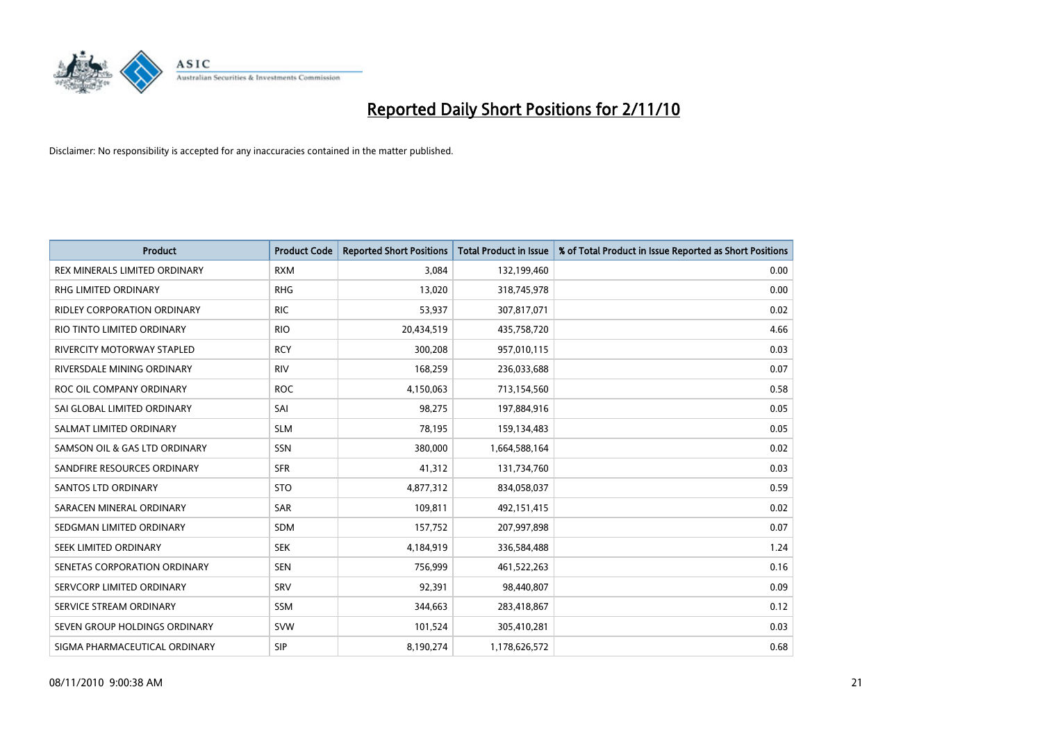# Reported Daily Short Positions for 2/11/10

Disclaimer: No responsibility is accepted for any inaccuracies contained in the matter published.

| Product | Product Code | Reported Short Positions | Total Product in Issue | % of Total Product in Issue Reported as Short Positions |
|---|---|---|---|---|
| REX MINERALS LIMITED ORDINARY | RXM | 3,084 | 132,199,460 | 0.00 |
| RHG LIMITED ORDINARY | RHG | 13,020 | 318,745,978 | 0.00 |
| RIDLEY CORPORATION ORDINARY | RIC | 53,937 | 307,817,071 | 0.02 |
| RIO TINTO LIMITED ORDINARY | RIO | 20,434,519 | 435,758,720 | 4.66 |
| RIVERCITY MOTORWAY STAPLED | RCY | 300,208 | 957,010,115 | 0.03 |
| RIVERSDALE MINING ORDINARY | RIV | 168,259 | 236,033,688 | 0.07 |
| ROC OIL COMPANY ORDINARY | ROC | 4,150,063 | 713,154,560 | 0.58 |
| SAI GLOBAL LIMITED ORDINARY | SAI | 98,275 | 197,884,916 | 0.05 |
| SALMAT LIMITED ORDINARY | SLM | 78,195 | 159,134,483 | 0.05 |
| SAMSON OIL & GAS LTD ORDINARY | SSN | 380,000 | 1,664,588,164 | 0.02 |
| SANDFIRE RESOURCES ORDINARY | SFR | 41,312 | 131,734,760 | 0.03 |
| SANTOS LTD ORDINARY | STO | 4,877,312 | 834,058,037 | 0.59 |
| SARACEN MINERAL ORDINARY | SAR | 109,811 | 492,151,415 | 0.02 |
| SEDGMAN LIMITED ORDINARY | SDM | 157,752 | 207,997,898 | 0.07 |
| SEEK LIMITED ORDINARY | SEK | 4,184,919 | 336,584,488 | 1.24 |
| SENETAS CORPORATION ORDINARY | SEN | 756,999 | 461,522,263 | 0.16 |
| SERVCORP LIMITED ORDINARY | SRV | 92,391 | 98,440,807 | 0.09 |
| SERVICE STREAM ORDINARY | SSM | 344,663 | 283,418,867 | 0.12 |
| SEVEN GROUP HOLDINGS ORDINARY | SVW | 101,524 | 305,410,281 | 0.03 |
| SIGMA PHARMACEUTICAL ORDINARY | SIP | 8,190,274 | 1,178,626,572 | 0.68 |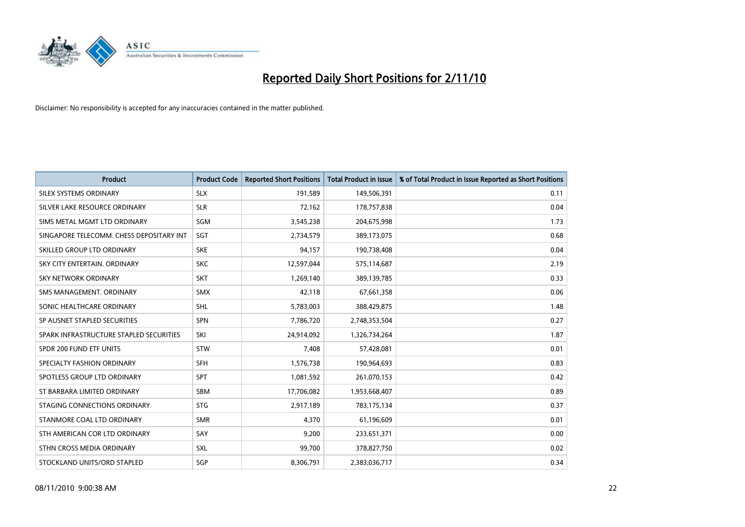# Reported Daily Short Positions for 2/11/10

Disclaimer: No responsibility is accepted for any inaccuracies contained in the matter published.

| Product | Product Code | Reported Short Positions | Total Product in Issue | % of Total Product in Issue Reported as Short Positions |
|---|---|---|---|---|
| SILEX SYSTEMS ORDINARY | SLX | 191,589 | 149,506,391 | 0.11 |
| SILVER LAKE RESOURCE ORDINARY | SLR | 72,162 | 178,757,838 | 0.04 |
| SIMS METAL MGMT LTD ORDINARY | SGM | 3,545,238 | 204,675,998 | 1.73 |
| SINGAPORE TELECOMM. CHESS DEPOSITARY INT | SGT | 2,734,579 | 389,173,075 | 0.68 |
| SKILLED GROUP LTD ORDINARY | SKE | 94,157 | 190,738,408 | 0.04 |
| SKY CITY ENTERTAIN. ORDINARY | SKC | 12,597,044 | 575,114,687 | 2.19 |
| SKY NETWORK ORDINARY | SKT | 1,269,140 | 389,139,785 | 0.33 |
| SMS MANAGEMENT. ORDINARY | SMX | 42,118 | 67,661,358 | 0.06 |
| SONIC HEALTHCARE ORDINARY | SHL | 5,783,003 | 388,429,875 | 1.48 |
| SP AUSNET STAPLED SECURITIES | SPN | 7,786,720 | 2,748,353,504 | 0.27 |
| SPARK INFRASTRUCTURE STAPLED SECURITIES | SKI | 24,914,092 | 1,326,734,264 | 1.87 |
| SPDR 200 FUND ETF UNITS | STW | 7,408 | 57,428,081 | 0.01 |
| SPECIALTY FASHION ORDINARY | SFH | 1,576,738 | 190,964,693 | 0.83 |
| SPOTLESS GROUP LTD ORDINARY | SPT | 1,081,592 | 261,070,153 | 0.42 |
| ST BARBARA LIMITED ORDINARY | SBM | 17,706,082 | 1,953,668,407 | 0.89 |
| STAGING CONNECTIONS ORDINARY | STG | 2,917,189 | 783,175,134 | 0.37 |
| STANMORE COAL LTD ORDINARY | SMR | 4,370 | 61,196,609 | 0.01 |
| STH AMERICAN COR LTD ORDINARY | SAY | 9,200 | 233,651,371 | 0.00 |
| STHN CROSS MEDIA ORDINARY | SXL | 99,700 | 378,827,750 | 0.02 |
| STOCKLAND UNITS/ORD STAPLED | SGP | 8,306,791 | 2,383,036,717 | 0.34 |

08/11/2010 9:00:38 AM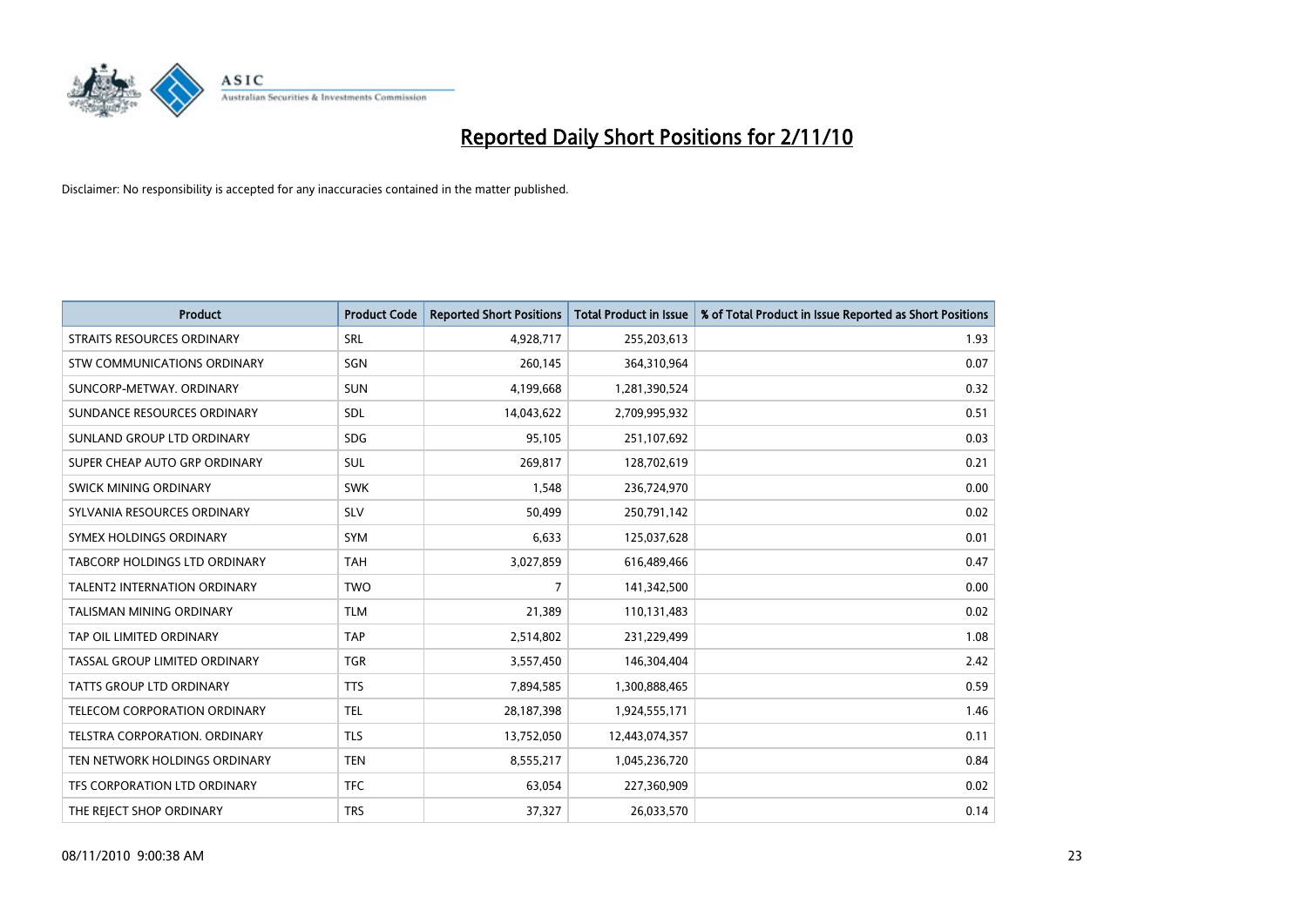# Reported Daily Short Positions for 2/11/10

Disclaimer: No responsibility is accepted for any inaccuracies contained in the matter published.

| Product | Product Code | Reported Short Positions | Total Product in Issue | % of Total Product in Issue Reported as Short Positions |
|---|---|---|---|---|
| STRAITS RESOURCES ORDINARY | SRL | 4,928,717 | 255,203,613 | 1.93 |
| STW COMMUNICATIONS ORDINARY | SGN | 260,145 | 364,310,964 | 0.07 |
| SUNCORP-METWAY. ORDINARY | SUN | 4,199,668 | 1,281,390,524 | 0.32 |
| SUNDANCE RESOURCES ORDINARY | SDL | 14,043,622 | 2,709,995,932 | 0.51 |
| SUNLAND GROUP LTD ORDINARY | SDG | 95,105 | 251,107,692 | 0.03 |
| SUPER CHEAP AUTO GRP ORDINARY | SUL | 269,817 | 128,702,619 | 0.21 |
| SWICK MINING ORDINARY | SWK | 1,548 | 236,724,970 | 0.00 |
| SYLVANIA RESOURCES ORDINARY | SLV | 50,499 | 250,791,142 | 0.02 |
| SYMEX HOLDINGS ORDINARY | SYM | 6,633 | 125,037,628 | 0.01 |
| TABCORP HOLDINGS LTD ORDINARY | TAH | 3,027,859 | 616,489,466 | 0.47 |
| TALENT2 INTERNATION ORDINARY | TWO | 7 | 141,342,500 | 0.00 |
| TALISMAN MINING ORDINARY | TLM | 21,389 | 110,131,483 | 0.02 |
| TAP OIL LIMITED ORDINARY | TAP | 2,514,802 | 231,229,499 | 1.08 |
| TASSAL GROUP LIMITED ORDINARY | TGR | 3,557,450 | 146,304,404 | 2.42 |
| TATTS GROUP LTD ORDINARY | TTS | 7,894,585 | 1,300,888,465 | 0.59 |
| TELECOM CORPORATION ORDINARY | TEL | 28,187,398 | 1,924,555,171 | 1.46 |
| TELSTRA CORPORATION. ORDINARY | TLS | 13,752,050 | 12,443,074,357 | 0.11 |
| TEN NETWORK HOLDINGS ORDINARY | TEN | 8,555,217 | 1,045,236,720 | 0.84 |
| TFS CORPORATION LTD ORDINARY | TFC | 63,054 | 227,360,909 | 0.02 |
| THE REJECT SHOP ORDINARY | TRS | 37,327 | 26,033,570 | 0.14 |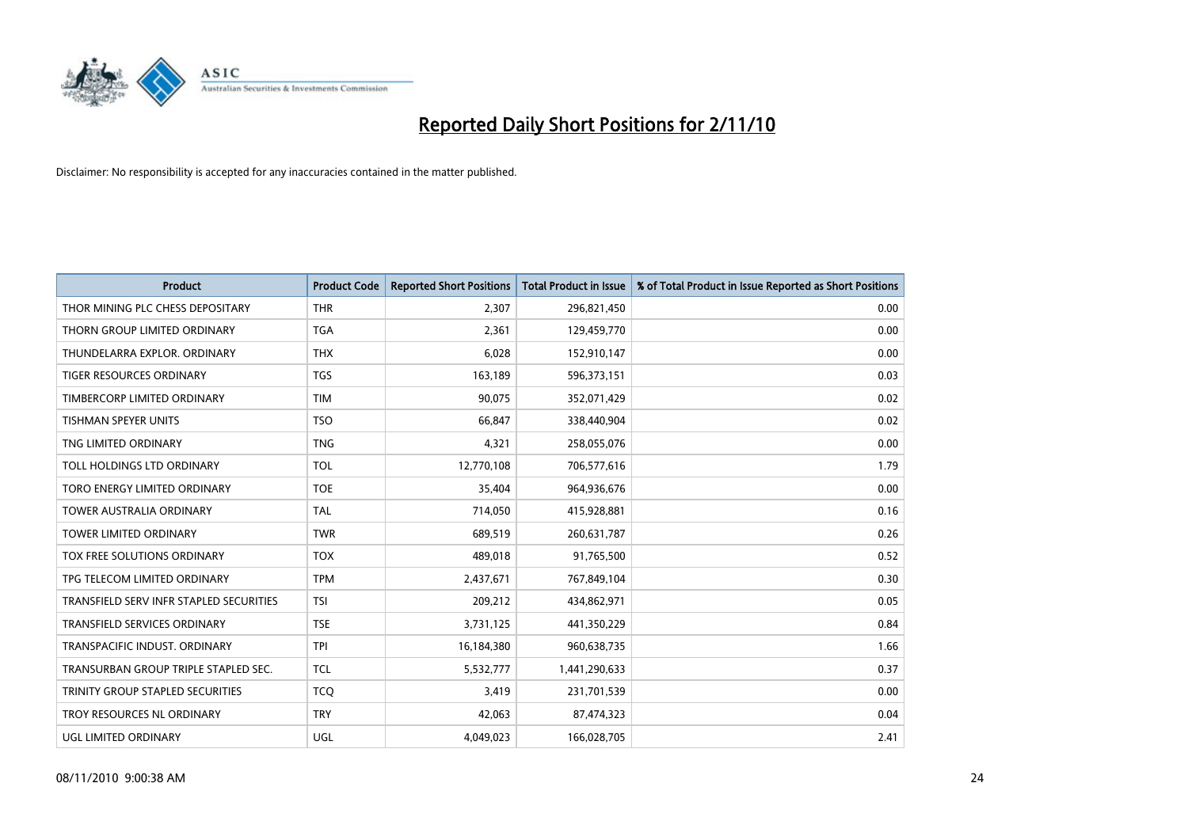# Reported Daily Short Positions for 2/11/10

Disclaimer: No responsibility is accepted for any inaccuracies contained in the matter published.

| Product | Product Code | Reported Short Positions | Total Product in Issue | % of Total Product in Issue Reported as Short Positions |
|---|---|---|---|---|
| THOR MINING PLC CHESS DEPOSITARY | THR | 2,307 | 296,821,450 | 0.00 |
| THORN GROUP LIMITED ORDINARY | TGA | 2,361 | 129,459,770 | 0.00 |
| THUNDELARRA EXPLOR. ORDINARY | THX | 6,028 | 152,910,147 | 0.00 |
| TIGER RESOURCES ORDINARY | TGS | 163,189 | 596,373,151 | 0.03 |
| TIMBERCORP LIMITED ORDINARY | TIM | 90,075 | 352,071,429 | 0.02 |
| TISHMAN SPEYER UNITS | TSO | 66,847 | 338,440,904 | 0.02 |
| TNG LIMITED ORDINARY | TNG | 4,321 | 258,055,076 | 0.00 |
| TOLL HOLDINGS LTD ORDINARY | TOL | 12,770,108 | 706,577,616 | 1.79 |
| TORO ENERGY LIMITED ORDINARY | TOE | 35,404 | 964,936,676 | 0.00 |
| TOWER AUSTRALIA ORDINARY | TAL | 714,050 | 415,928,881 | 0.16 |
| TOWER LIMITED ORDINARY | TWR | 689,519 | 260,631,787 | 0.26 |
| TOX FREE SOLUTIONS ORDINARY | TOX | 489,018 | 91,765,500 | 0.52 |
| TPG TELECOM LIMITED ORDINARY | TPM | 2,437,671 | 767,849,104 | 0.30 |
| TRANSFIELD SERV INFR STAPLED SECURITIES | TSI | 209,212 | 434,862,971 | 0.05 |
| TRANSFIELD SERVICES ORDINARY | TSE | 3,731,125 | 441,350,229 | 0.84 |
| TRANSPACIFIC INDUST. ORDINARY | TPI | 16,184,380 | 960,638,735 | 1.66 |
| TRANSURBAN GROUP TRIPLE STAPLED SEC. | TCL | 5,532,777 | 1,441,290,633 | 0.37 |
| TRINITY GROUP STAPLED SECURITIES | TCQ | 3,419 | 231,701,539 | 0.00 |
| TROY RESOURCES NL ORDINARY | TRY | 42,063 | 87,474,323 | 0.04 |
| UGL LIMITED ORDINARY | UGL | 4,049,023 | 166,028,705 | 2.41 |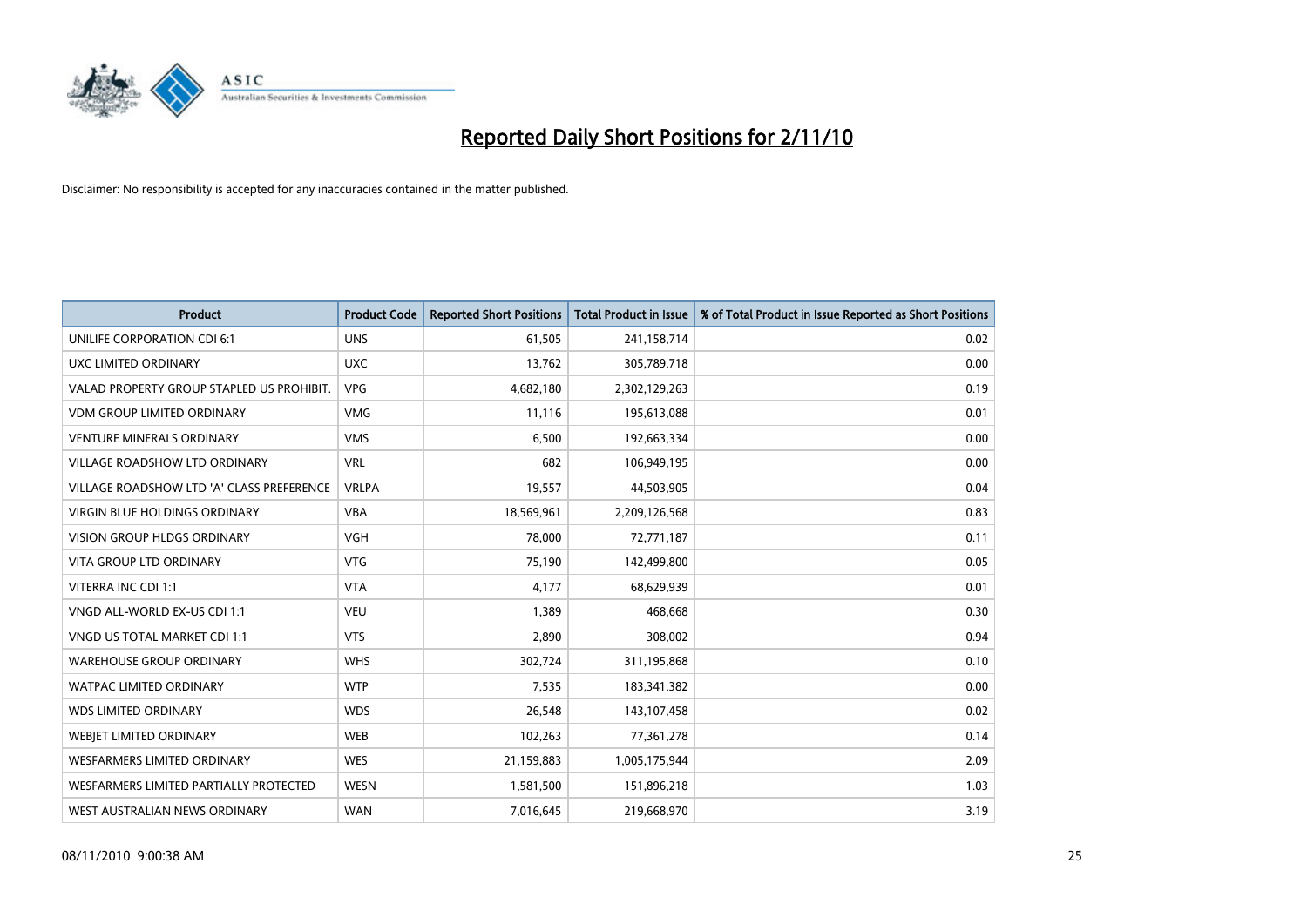# Reported Daily Short Positions for 2/11/10

Disclaimer: No responsibility is accepted for any inaccuracies contained in the matter published.

| Product | Product Code | Reported Short Positions | Total Product in Issue | % of Total Product in Issue Reported as Short Positions |
|---|---|---|---|---|
| UNILIFE CORPORATION CDI 6:1 | UNS | 61,505 | 241,158,714 | 0.02 |
| UXC LIMITED ORDINARY | UXC | 13,762 | 305,789,718 | 0.00 |
| VALAD PROPERTY GROUP STAPLED US PROHIBIT. | VPG | 4,682,180 | 2,302,129,263 | 0.19 |
| VDM GROUP LIMITED ORDINARY | VMG | 11,116 | 195,613,088 | 0.01 |
| VENTURE MINERALS ORDINARY | VMS | 6,500 | 192,663,334 | 0.00 |
| VILLAGE ROADSHOW LTD ORDINARY | VRL | 682 | 106,949,195 | 0.00 |
| VILLAGE ROADSHOW LTD 'A' CLASS PREFERENCE | VRLPA | 19,557 | 44,503,905 | 0.04 |
| VIRGIN BLUE HOLDINGS ORDINARY | VBA | 18,569,961 | 2,209,126,568 | 0.83 |
| VISION GROUP HLDGS ORDINARY | VGH | 78,000 | 72,771,187 | 0.11 |
| VITA GROUP LTD ORDINARY | VTG | 75,190 | 142,499,800 | 0.05 |
| VITERRA INC CDI 1:1 | VTA | 4,177 | 68,629,939 | 0.01 |
| VNGD ALL-WORLD EX-US CDI 1:1 | VEU | 1,389 | 468,668 | 0.30 |
| VNGD US TOTAL MARKET CDI 1:1 | VTS | 2,890 | 308,002 | 0.94 |
| WAREHOUSE GROUP ORDINARY | WHS | 302,724 | 311,195,868 | 0.10 |
| WATPAC LIMITED ORDINARY | WTP | 7,535 | 183,341,382 | 0.00 |
| WDS LIMITED ORDINARY | WDS | 26,548 | 143,107,458 | 0.02 |
| WEBJET LIMITED ORDINARY | WEB | 102,263 | 77,361,278 | 0.14 |
| WESFARMERS LIMITED ORDINARY | WES | 21,159,883 | 1,005,175,944 | 2.09 |
| WESFARMERS LIMITED PARTIALLY PROTECTED | WESN | 1,581,500 | 151,896,218 | 1.03 |
| WEST AUSTRALIAN NEWS ORDINARY | WAN | 7,016,645 | 219,668,970 | 3.19 |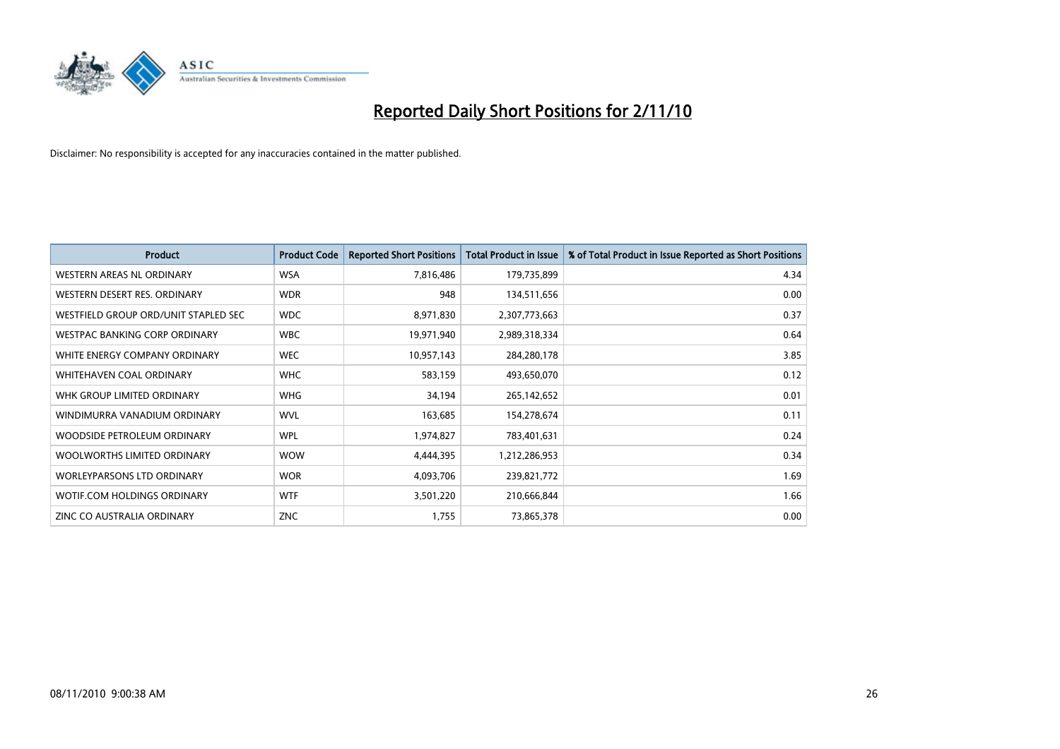# Reported Daily Short Positions for 2/11/10

Disclaimer: No responsibility is accepted for any inaccuracies contained in the matter published.

| Product | Product Code | Reported Short Positions | Total Product in Issue | % of Total Product in Issue Reported as Short Positions |
|---|---|---|---|---|
| WESTERN AREAS NL ORDINARY | WSA | 7,816,486 | 179,735,899 | 4.34 |
| WESTERN DESERT RES. ORDINARY | WDR | 948 | 134,511,656 | 0.00 |
| WESTFIELD GROUP ORD/UNIT STAPLED SEC | WDC | 8,971,830 | 2,307,773,663 | 0.37 |
| WESTPAC BANKING CORP ORDINARY | WBC | 19,971,940 | 2,989,318,334 | 0.64 |
| WHITE ENERGY COMPANY ORDINARY | WEC | 10,957,143 | 284,280,178 | 3.85 |
| WHITEHAVEN COAL ORDINARY | WHC | 583,159 | 493,650,070 | 0.12 |
| WHK GROUP LIMITED ORDINARY | WHG | 34,194 | 265,142,652 | 0.01 |
| WINDIMURRA VANADIUM ORDINARY | WVL | 163,685 | 154,278,674 | 0.11 |
| WOODSIDE PETROLEUM ORDINARY | WPL | 1,974,827 | 783,401,631 | 0.24 |
| WOOLWORTHS LIMITED ORDINARY | WOW | 4,444,395 | 1,212,286,953 | 0.34 |
| WORLEYPARSONS LTD ORDINARY | WOR | 4,093,706 | 239,821,772 | 1.69 |
| WOTIF.COM HOLDINGS ORDINARY | WTF | 3,501,220 | 210,666,844 | 1.66 |
| ZINC CO AUSTRALIA ORDINARY | ZNC | 1,755 | 73,865,378 | 0.00 |